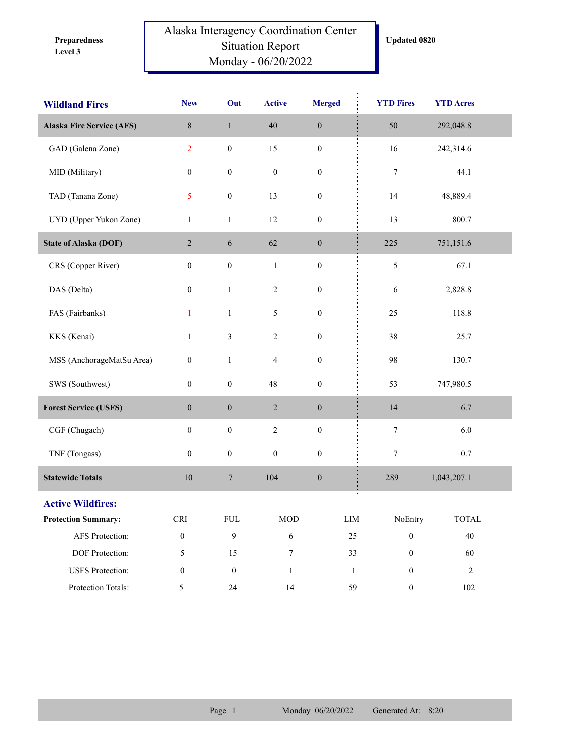Preparedness Level 3

# Alaska Interagency Coordination Center Situation Report Monday - 06/20/2022

Updated 0820

| Wildland Fires | New | Out | Active | Merged | YTD Fires | YTD Acres |
|---|---|---|---|---|---|---|
| **Alaska Fire Service (AFS)** | 8 | 1 | 40 | 0 | 50 | 292,048.8 |
| GAD (Galena Zone) | 2 | 0 | 15 | 0 | 16 | 242,314.6 |
| MID (Military) | 0 | 0 | 0 | 0 | 7 | 44.1 |
| TAD (Tanana Zone) | 5 | 0 | 13 | 0 | 14 | 48,889.4 |
| UYD (Upper Yukon Zone) | 1 | 1 | 12 | 0 | 13 | 800.7 |
| **State of Alaska (DOF)** | 2 | 6 | 62 | 0 | 225 | 751,151.6 |
| CRS (Copper River) | 0 | 0 | 1 | 0 | 5 | 67.1 |
| DAS (Delta) | 0 | 1 | 2 | 0 | 6 | 2,828.8 |
| FAS (Fairbanks) | 1 | 1 | 5 | 0 | 25 | 118.8 |
| KKS (Kenai) | 1 | 3 | 2 | 0 | 38 | 25.7 |
| MSS (AnchorageMatSu Area) | 0 | 1 | 4 | 0 | 98 | 130.7 |
| SWS (Southwest) | 0 | 0 | 48 | 0 | 53 | 747,980.5 |
| **Forest Service (USFS)** | 0 | 0 | 2 | 0 | 14 | 6.7 |
| CGF (Chugach) | 0 | 0 | 2 | 0 | 7 | 6.0 |
| TNF (Tongass) | 0 | 0 | 0 | 0 | 7 | 0.7 |
| **Statewide Totals** | 10 | 7 | 104 | 0 | 289 | 1,043,207.1 |

## Active Wildfires:

| Protection Summary: | CRI | FUL | MOD | LIM | NoEntry | TOTAL |
|---|---|---|---|---|---|---|
| AFS Protection: | 0 | 9 | 6 | 25 | 0 | 40 |
| DOF Protection: | 5 | 15 | 7 | 33 | 0 | 60 |
| USFS Protection: | 0 | 0 | 1 | 1 | 0 | 2 |
| Protection Totals: | 5 | 24 | 14 | 59 | 0 | 102 |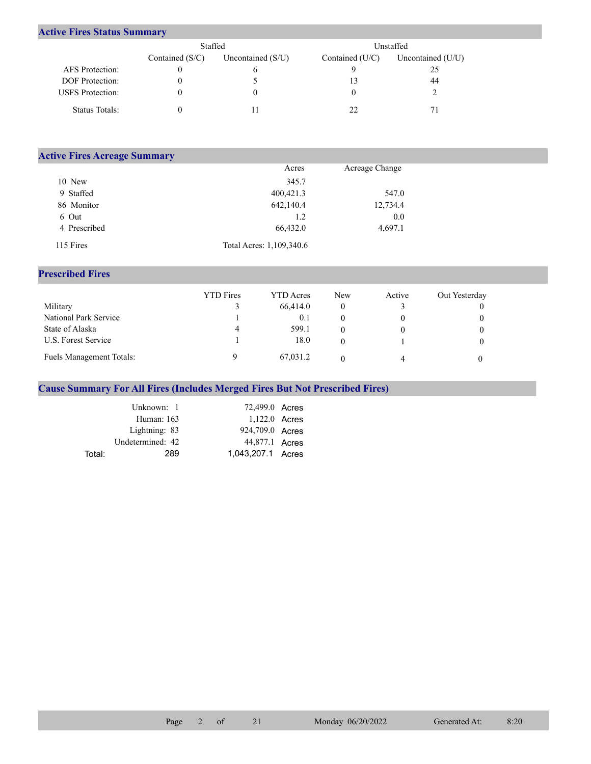## Active Fires Status Summary

| | Staffed | | Unstaffed | |
|---|---|---|---|---|
| | Contained (S/C) | Uncontained (S/U) | Contained (U/C) | Uncontained (U/U) |
| AFS Protection: | 0 | 6 | 9 | 25 |
| DOF Protection: | 0 | 5 | 13 | 44 |
| USFS Protection: | 0 | 0 | 0 | 2 |
| Status Totals: | 0 | 11 | 22 | 71 |

## Active Fires Acreage Summary

| | Acres | Acreage Change |
|---|---|---|
| 10 New | 345.7 | |
| 9 Staffed | 400,421.3 | 547.0 |
| 86 Monitor | 642,140.4 | 12,734.4 |
| 6 Out | 1.2 | 0.0 |
| 4 Prescribed | 66,432.0 | 4,697.1 |
| 115 Fires | Total Acres: 1,109,340.6 | |

## Prescribed Fires

| | YTD Fires | YTD Acres | New | Active | Out Yesterday |
|---|---|---|---|---|---|
| Military | 3 | 66,414.0 | 0 | 3 | 0 |
| National Park Service | 1 | 0.1 | 0 | 0 | 0 |
| State of Alaska | 4 | 599.1 | 0 | 0 | 0 |
| U.S. Forest Service | 1 | 18.0 | 0 | 1 | 0 |
| Fuels Management Totals: | 9 | 67,031.2 | 0 | 4 | 0 |

## Cause Summary For All Fires (Includes Merged Fires But Not Prescribed Fires)

| Cause | Acres |
|---|---|
| Unknown: 1 | 72,499.0 Acres |
| Human: 163 | 1,122.0 Acres |
| Lightning: 83 | 924,709.0 Acres |
| Undetermined: 42 | 44,877.1 Acres |
| Total: 289 | 1,043,207.1 Acres |

Monday 06/20/2022 Generated At: 8:20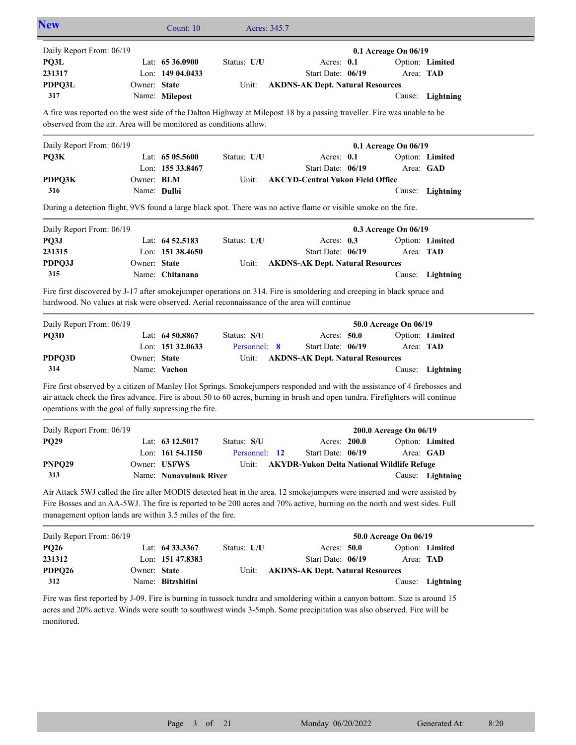## New

Count: 10 Acres: 345.7

---

Daily Report From: 06/19 — **0.1 Acreage On 06/19**

| | | | | |
|---|---|---|---|---|
| **PQ3L** | Lat: **65 36.0900** | Status: **U/U** | Acres: **0.1** | Option: **Limited** |
| **231317** | Lon: **149 04.0433** | | Start Date: **06/19** | Area: **TAD** |
| **PDPQ3L** | Owner: **State** | Unit: | **AKDNS-AK Dept. Natural Resources** | |
| **317** | Name: **Milepost** | | | Cause: **Lightning** |

A fire was reported on the west side of the Dalton Highway at Milepost 18 by a passing traveller. Fire was unable to be observed from the air. Area will be monitored as conditions allow.

---

Daily Report From: 06/19 — **0.1 Acreage On 06/19**

| | | | | |
|---|---|---|---|---|
| **PQ3K** | Lat: **65 05.5600** | Status: **U/U** | Acres: **0.1** | Option: **Limited** |
| | Lon: **155 33.8467** | | Start Date: **06/19** | Area: **GAD** |
| **PDPQ3K** | Owner: **BLM** | Unit: | **AKCYD-Central Yukon Field Office** | |
| **316** | Name: **Dulbi** | | | Cause: **Lightning** |

During a detection flight, 9VS found a large black spot. There was no active flame or visible smoke on the fire.

---

Daily Report From: 06/19 — **0.3 Acreage On 06/19**

| | | | | |
|---|---|---|---|---|
| **PQ3J** | Lat: **64 52.5183** | Status: **U/U** | Acres: **0.3** | Option: **Limited** |
| **231315** | Lon: **151 38.4650** | | Start Date: **06/19** | Area: **TAD** |
| **PDPQ3J** | Owner: **State** | Unit: | **AKDNS-AK Dept. Natural Resources** | |
| **315** | Name: **Chitanana** | | | Cause: **Lightning** |

Fire first discovered by J-17 after smokejumper operations on 314. Fire is smoldering and creeping in black spruce and hardwood. No values at risk were observed. Aerial reconnaissance of the area will continue

---

Daily Report From: 06/19 — **50.0 Acreage On 06/19**

| | | | | |
|---|---|---|---|---|
| **PQ3D** | Lat: **64 50.8867** | Status: **S/U** | Acres: **50.0** | Option: **Limited** |
| | Lon: **151 32.0633** | Personnel: **8** | Start Date: **06/19** | Area: **TAD** |
| **PDPQ3D** | Owner: **State** | Unit: | **AKDNS-AK Dept. Natural Resources** | |
| **314** | Name: **Vachon** | | | Cause: **Lightning** |

Fire first observed by a citizen of Manley Hot Springs. Smokejumpers responded and with the assistance of 4 firebosses and air attack check the fires advance. Fire is about 50 to 60 acres, burning in brush and open tundra. Firefighters will continue operations with the goal of fully supressing the fire.

---

Daily Report From: 06/19 — **200.0 Acreage On 06/19**

| | | | | |
|---|---|---|---|---|
| **PQ29** | Lat: **63 12.5017** | Status: **S/U** | Acres: **200.0** | Option: **Limited** |
| | Lon: **161 54.1150** | Personnel: **12** | Start Date: **06/19** | Area: **GAD** |
| **PNPQ29** | Owner: **USFWS** | Unit: | **AKYDR-Yukon Delta National Wildlife Refuge** | |
| **313** | Name: **Nunavulnuk River** | | | Cause: **Lightning** |

Air Attack 5WJ called the fire after MODIS detected heat in the area. 12 smokejumpers were inserted and were assisted by Fire Bosses and an AA-5WJ. The fire is reported to be 200 acres and 70% active, burning on the north and west sides. Full management option lands are within 3.5 miles of the fire.

---

Daily Report From: 06/19 — **50.0 Acreage On 06/19**

| | | | | |
|---|---|---|---|---|
| **PQ26** | Lat: **64 33.3367** | Status: **U/U** | Acres: **50.0** | Option: **Limited** |
| **231312** | Lon: **151 47.8383** | | Start Date: **06/19** | Area: **TAD** |
| **PDPQ26** | Owner: **State** | Unit: | **AKDNS-AK Dept. Natural Resources** | |
| **312** | Name: **Bitzshitini** | | | Cause: **Lightning** |

Fire was first reported by J-09. Fire is burning in tussock tundra and smoldering within a canyon bottom. Size is around 15 acres and 20% active. Winds were south to southwest winds 3-5mph. Some precipitation was also observed. Fire will be monitored.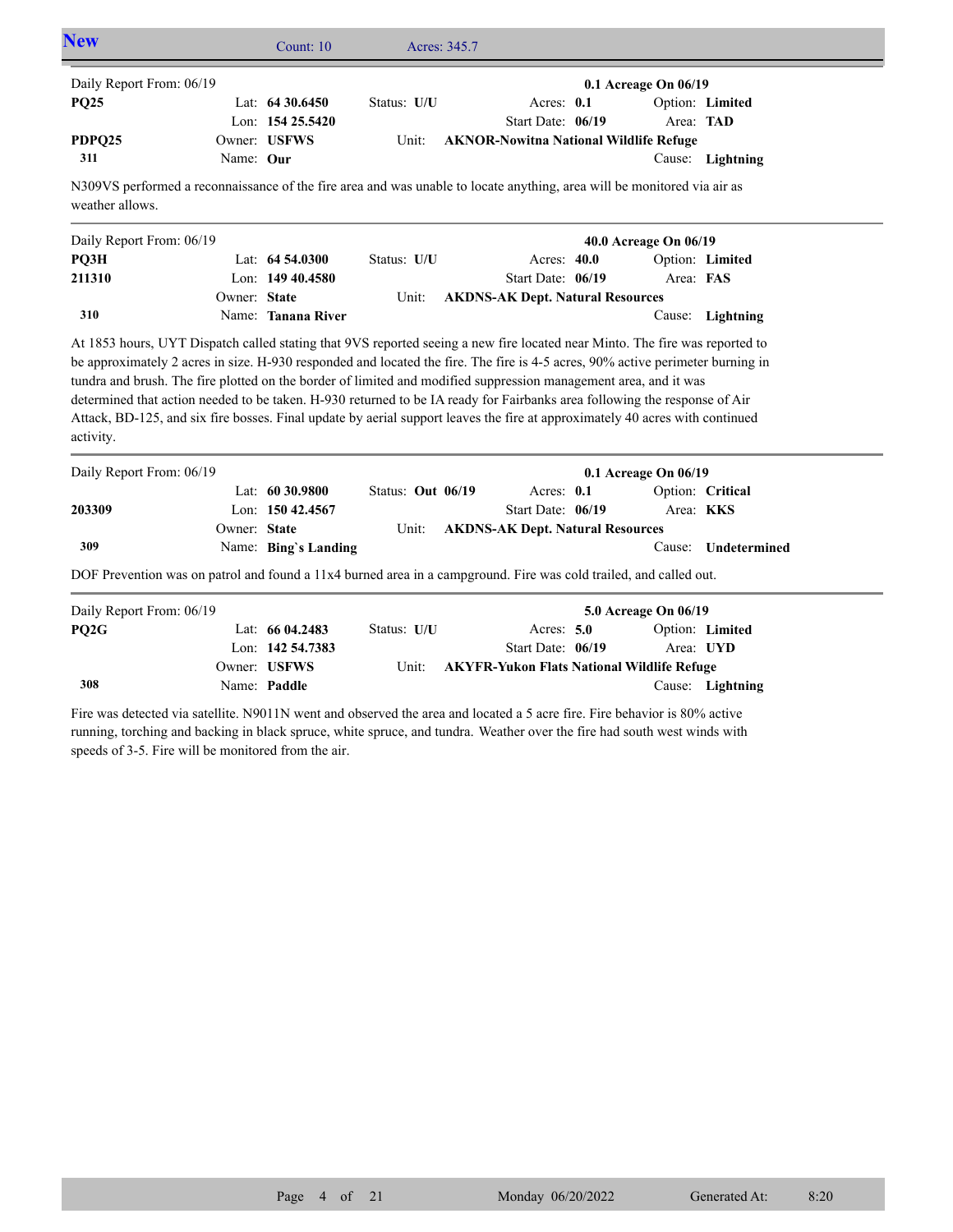## New

Count: 10 Acres: 345.7

---

Daily Report From: 06/19 — **0.1 Acreage On 06/19**

| | | | | | |
|---|---|---|---|---|---|
| **PQ25** | Lat: **64 30.6450** | Status: **U/U** | Acres: **0.1** | Option: **Limited** |
| | Lon: **154 25.5420** | | Start Date: **06/19** | Area: **TAD** |
| **PDPQ25** | Owner: **USFWS** | Unit: | **AKNOR-Nowitna National Wildlife Refuge** | |
| **311** | Name: **Our** | | | Cause: **Lightning** |

N309VS performed a reconnaissance of the fire area and was unable to locate anything, area will be monitored via air as weather allows.

---

Daily Report From: 06/19 — **40.0 Acreage On 06/19**

| | | | | | |
|---|---|---|---|---|---|
| **PQ3H** | Lat: **64 54.0300** | Status: **U/U** | Acres: **40.0** | Option: **Limited** |
| **211310** | Lon: **149 40.4580** | | Start Date: **06/19** | Area: **FAS** |
| | Owner: **State** | Unit: | **AKDNS-AK Dept. Natural Resources** | |
| **310** | Name: **Tanana River** | | | Cause: **Lightning** |

At 1853 hours, UYT Dispatch called stating that 9VS reported seeing a new fire located near Minto. The fire was reported to be approximately 2 acres in size. H-930 responded and located the fire. The fire is 4-5 acres, 90% active perimeter burning in tundra and brush. The fire plotted on the border of limited and modified suppression management area, and it was determined that action needed to be taken. H-930 returned to be IA ready for Fairbanks area following the response of Air Attack, BD-125, and six fire bosses. Final update by aerial support leaves the fire at approximately 40 acres with continued activity.

---

Daily Report From: 06/19 — **0.1 Acreage On 06/19**

| | | | | | |
|---|---|---|---|---|---|
| | Lat: **60 30.9800** | Status: **Out 06/19** | Acres: **0.1** | Option: **Critical** |
| **203309** | Lon: **150 42.4567** | | Start Date: **06/19** | Area: **KKS** |
| | Owner: **State** | Unit: | **AKDNS-AK Dept. Natural Resources** | |
| **309** | Name: **Bing`s Landing** | | | Cause: **Undetermined** |

DOF Prevention was on patrol and found a 11x4 burned area in a campground. Fire was cold trailed, and called out.

---

Daily Report From: 06/19 — **5.0 Acreage On 06/19**

| | | | | | |
|---|---|---|---|---|---|
| **PQ2G** | Lat: **66 04.2483** | Status: **U/U** | Acres: **5.0** | Option: **Limited** |
| | Lon: **142 54.7383** | | Start Date: **06/19** | Area: **UYD** |
| | Owner: **USFWS** | Unit: | **AKYFR-Yukon Flats National Wildlife Refuge** | |
| **308** | Name: **Paddle** | | | Cause: **Lightning** |

Fire was detected via satellite. N9011N went and observed the area and located a 5 acre fire. Fire behavior is 80% active running, torching and backing in black spruce, white spruce, and tundra. Weather over the fire had south west winds with speeds of 3-5. Fire will be monitored from the air.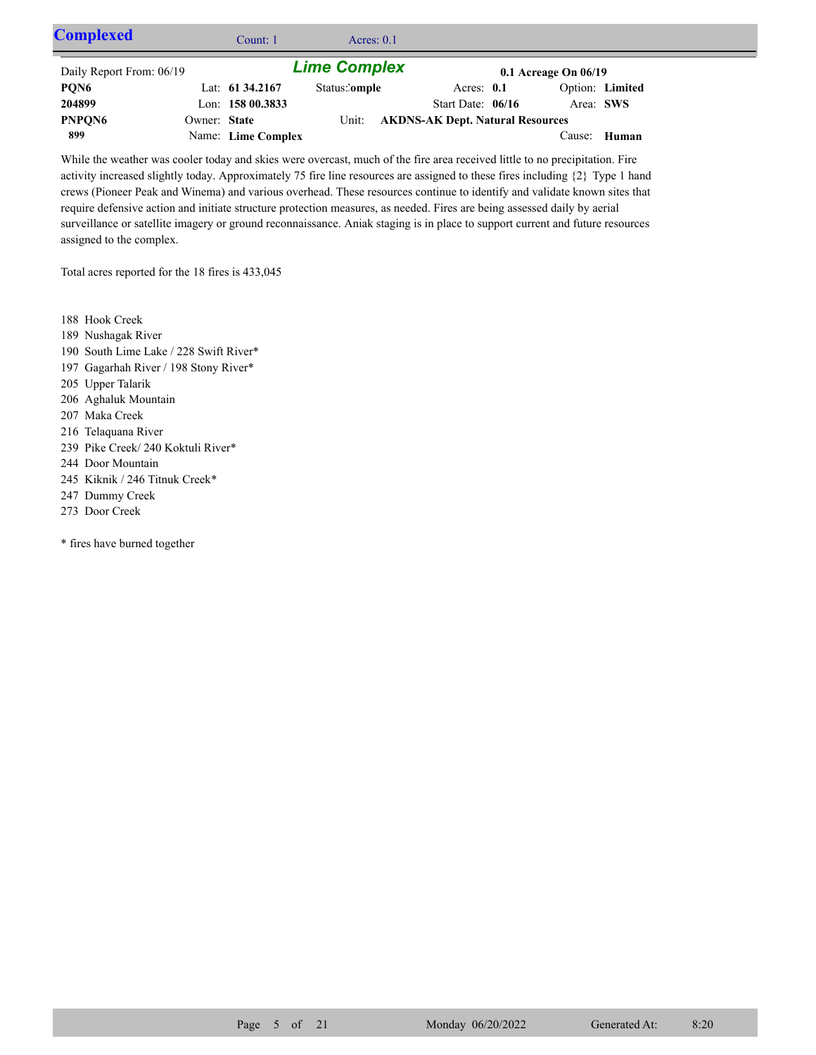## Complexed

Count: 1 Acres: 0.1

### Lime Complex

Daily Report From: 06/19 — 0.1 Acreage On 06/19

| | | | | |
|---|---|---|---|---|
| **PQN6** | Lat: **61 34.2167** | Status: **Complex** | Acres: **0.1** | Option: **Limited** |
| **204899** | Lon: **158 00.3833** | | Start Date: **06/16** | Area: **SWS** |
| **PNPQN6** | Owner: **State** | Unit: **AKDNS-AK Dept. Natural Resources** | | |
| **899** | Name: **Lime Complex** | | | Cause: **Human** |

While the weather was cooler today and skies were overcast, much of the fire area received little to no precipitation. Fire activity increased slightly today. Approximately 75 fire line resources are assigned to these fires including {2} Type 1 hand crews (Pioneer Peak and Winema) and various overhead. These resources continue to identify and validate known sites that require defensive action and initiate structure protection measures, as needed. Fires are being assessed daily by aerial surveillance or satellite imagery or ground reconnaissance. Aniak staging is in place to support current and future resources assigned to the complex.

Total acres reported for the 18 fires is 433,045

188 Hook Creek
189 Nushagak River
190 South Lime Lake / 228 Swift River*
197 Gagarhah River / 198 Stony River*
205 Upper Talarik
206 Aghaluk Mountain
207 Maka Creek
216 Telaquana River
239 Pike Creek/ 240 Koktuli River*
244 Door Mountain
245 Kiknik / 246 Titnuk Creek*
247 Dummy Creek
273 Door Creek

* fires have burned together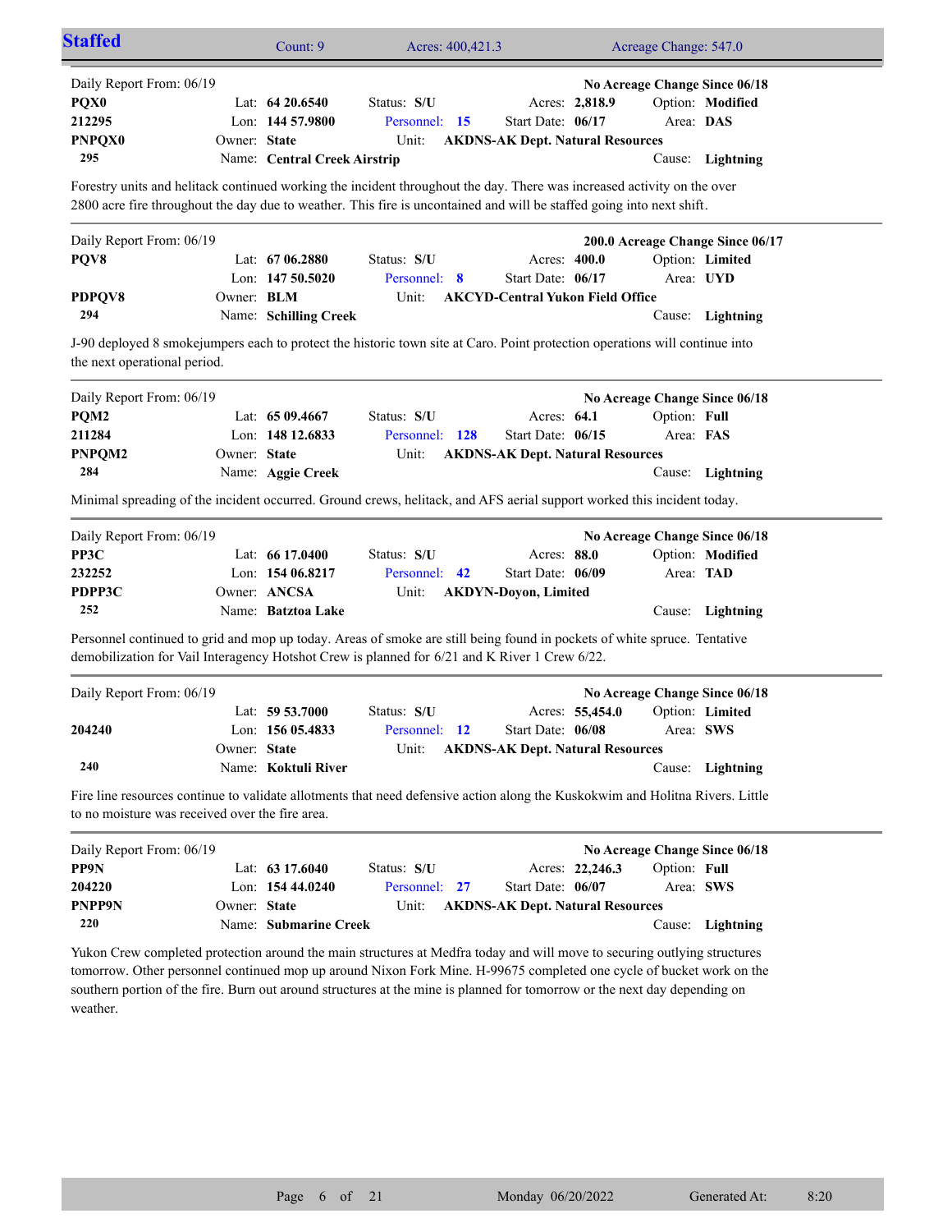## Staffed

Count: 9 | Acres: 400,421.3 | Acreage Change: 547.0

---

Daily Report From: 06/19 — **No Acreage Change Since 06/18**

| | | | | |
|---|---|---|---|---|
| **PQX0** | Lat: **64 20.6540** | Status: **S/U** | Acres: **2,818.9** | Option: **Modified** |
| **212295** | Lon: **144 57.9800** | Personnel: **15** | Start Date: **06/17** | Area: **DAS** |
| **PNPQX0** | Owner: **State** | Unit: **AKDNS-AK Dept. Natural Resources** | | |
| **295** | Name: **Central Creek Airstrip** | | | Cause: **Lightning** |

Forestry units and helitack continued working the incident throughout the day. There was increased activity on the over 2800 acre fire throughout the day due to weather. This fire is uncontained and will be staffed going into next shift.

---

Daily Report From: 06/19 — **200.0 Acreage Change Since 06/17**

| | | | | |
|---|---|---|---|---|
| **PQV8** | Lat: **67 06.2880** | Status: **S/U** | Acres: **400.0** | Option: **Limited** |
| | Lon: **147 50.5020** | Personnel: **8** | Start Date: **06/17** | Area: **UYD** |
| **PDPQV8** | Owner: **BLM** | Unit: **AKCYD-Central Yukon Field Office** | | |
| **294** | Name: **Schilling Creek** | | | Cause: **Lightning** |

J-90 deployed 8 smokejumpers each to protect the historic town site at Caro. Point protection operations will continue into the next operational period.

---

Daily Report From: 06/19 — **No Acreage Change Since 06/18**

| | | | | |
|---|---|---|---|---|
| **PQM2** | Lat: **65 09.4667** | Status: **S/U** | Acres: **64.1** | Option: **Full** |
| **211284** | Lon: **148 12.6833** | Personnel: **128** | Start Date: **06/15** | Area: **FAS** |
| **PNPQM2** | Owner: **State** | Unit: **AKDNS-AK Dept. Natural Resources** | | |
| **284** | Name: **Aggie Creek** | | | Cause: **Lightning** |

Minimal spreading of the incident occurred. Ground crews, helitack, and AFS aerial support worked this incident today.

---

Daily Report From: 06/19 — **No Acreage Change Since 06/18**

| | | | | |
|---|---|---|---|---|
| **PP3C** | Lat: **66 17.0400** | Status: **S/U** | Acres: **88.0** | Option: **Modified** |
| **232252** | Lon: **154 06.8217** | Personnel: **42** | Start Date: **06/09** | Area: **TAD** |
| **PDPP3C** | Owner: **ANCSA** | Unit: **AKDYN-Doyon, Limited** | | |
| **252** | Name: **Batztoa Lake** | | | Cause: **Lightning** |

Personnel continued to grid and mop up today. Areas of smoke are still being found in pockets of white spruce. Tentative demobilization for Vail Interagency Hotshot Crew is planned for 6/21 and K River 1 Crew 6/22.

---

Daily Report From: 06/19 — **No Acreage Change Since 06/18**

| | | | | |
|---|---|---|---|---|
| | Lat: **59 53.7000** | Status: **S/U** | Acres: **55,454.0** | Option: **Limited** |
| **204240** | Lon: **156 05.4833** | Personnel: **12** | Start Date: **06/08** | Area: **SWS** |
| | Owner: **State** | Unit: **AKDNS-AK Dept. Natural Resources** | | |
| **240** | Name: **Koktuli River** | | | Cause: **Lightning** |

Fire line resources continue to validate allotments that need defensive action along the Kuskokwim and Holitna Rivers. Little to no moisture was received over the fire area.

---

Daily Report From: 06/19 — **No Acreage Change Since 06/18**

| | | | | |
|---|---|---|---|---|
| **PP9N** | Lat: **63 17.6040** | Status: **S/U** | Acres: **22,246.3** | Option: **Full** |
| **204220** | Lon: **154 44.0240** | Personnel: **27** | Start Date: **06/07** | Area: **SWS** |
| **PNPP9N** | Owner: **State** | Unit: **AKDNS-AK Dept. Natural Resources** | | |
| **220** | Name: **Submarine Creek** | | | Cause: **Lightning** |

Yukon Crew completed protection around the main structures at Medfra today and will move to securing outlying structures tomorrow. Other personnel continued mop up around Nixon Fork Mine. H-99675 completed one cycle of bucket work on the southern portion of the fire. Burn out around structures at the mine is planned for tomorrow or the next day depending on weather.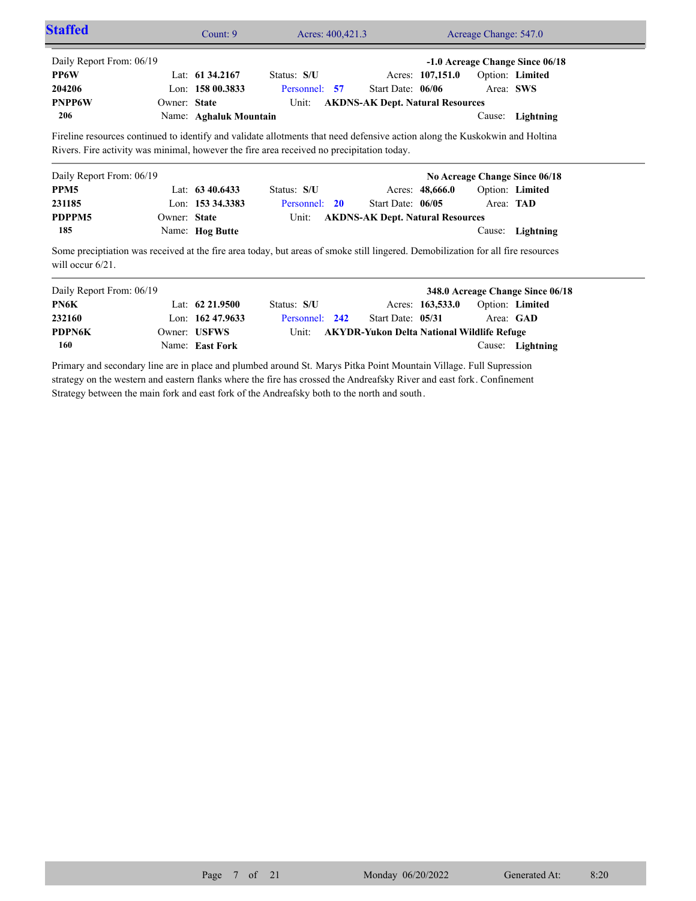## Staffed

Count: 9 | Acres: 400,421.3 | Acreage Change: 547.0

---

Daily Report From: 06/19 — **-1.0 Acreage Change Since 06/18**

| | | | | |
|---|---|---|---|---|
| **PP6W** | Lat: **61 34.2167** | Status: **S/U** | Acres: **107,151.0** | Option: **Limited** |
| **204206** | Lon: **158 00.3833** | Personnel: **57** | Start Date: **06/06** | Area: **SWS** |
| **PNPP6W** | Owner: **State** | Unit: **AKDNS-AK Dept. Natural Resources** | | |
| **206** | Name: **Aghaluk Mountain** | | | Cause: **Lightning** |

Fireline resources continued to identify and validate allotments that need defensive action along the Kuskokwin and Holtina Rivers. Fire activity was minimal, however the fire area received no precipitation today.

---

Daily Report From: 06/19 — **No Acreage Change Since 06/18**

| | | | | |
|---|---|---|---|---|
| **PPM5** | Lat: **63 40.6433** | Status: **S/U** | Acres: **48,666.0** | Option: **Limited** |
| **231185** | Lon: **153 34.3383** | Personnel: **20** | Start Date: **06/05** | Area: **TAD** |
| **PDPPM5** | Owner: **State** | Unit: **AKDNS-AK Dept. Natural Resources** | | |
| **185** | Name: **Hog Butte** | | | Cause: **Lightning** |

Some preciptiation was received at the fire area today, but areas of smoke still lingered. Demobilization for all fire resources will occur 6/21.

---

Daily Report From: 06/19 — **348.0 Acreage Change Since 06/18**

| | | | | |
|---|---|---|---|---|
| **PN6K** | Lat: **62 21.9500** | Status: **S/U** | Acres: **163,533.0** | Option: **Limited** |
| **232160** | Lon: **162 47.9633** | Personnel: **242** | Start Date: **05/31** | Area: **GAD** |
| **PDPN6K** | Owner: **USFWS** | Unit: **AKYDR-Yukon Delta National Wildlife Refuge** | | |
| **160** | Name: **East Fork** | | | Cause: **Lightning** |

Primary and secondary line are in place and plumbed around St. Marys Pitka Point Mountain Village. Full Supression strategy on the western and eastern flanks where the fire has crossed the Andreafsky River and east fork. Confinement Strategy between the main fork and east fork of the Andreafsky both to the north and south.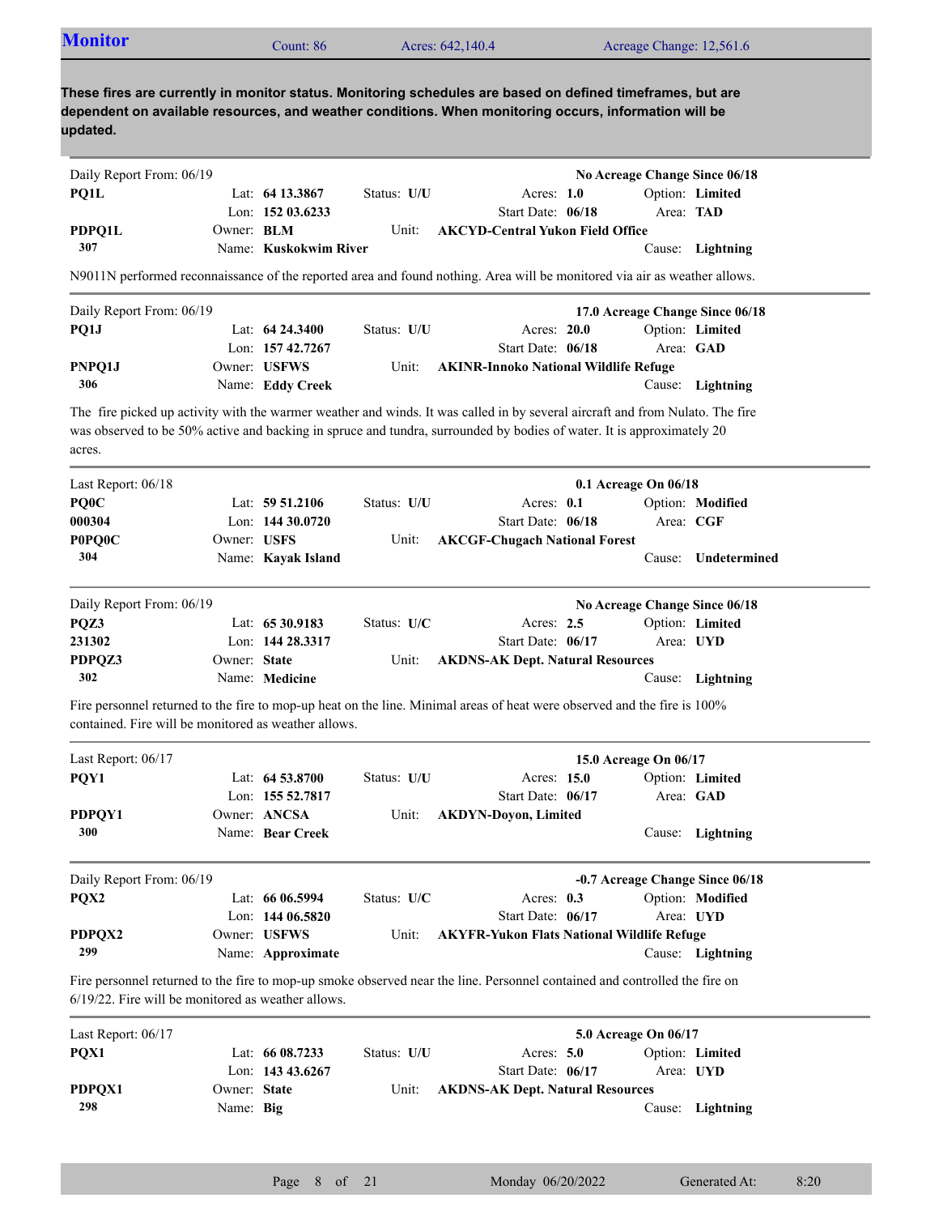## Monitor

Count: 86 | Acres: 642,140.4 | Acreage Change: 12,561.6

**These fires are currently in monitor status. Monitoring schedules are based on defined timeframes, but are dependent on available resources, and weather conditions. When monitoring occurs, information will be updated.**

---

Daily Report From: 06/19 — **No Acreage Change Since 06/18**

| | | | | |
|---|---|---|---|---|
| **PQ1L** | Lat: **64 13.3867** | Status: **U/U** | Acres: **1.0** | Option: **Limited** |
| | Lon: **152 03.6233** | | Start Date: **06/18** | Area: **TAD** |
| **PDPQ1L** | Owner: **BLM** | Unit: **AKCYD-Central Yukon Field Office** | | |
| **307** | Name: **Kuskokwim River** | | | Cause: **Lightning** |

N9011N performed reconnaissance of the reported area and found nothing. Area will be monitored via air as weather allows.

---

Daily Report From: 06/19 — **17.0 Acreage Change Since 06/18**

| | | | | |
|---|---|---|---|---|
| **PQ1J** | Lat: **64 24.3400** | Status: **U/U** | Acres: **20.0** | Option: **Limited** |
| | Lon: **157 42.7267** | | Start Date: **06/18** | Area: **GAD** |
| **PNPQ1J** | Owner: **USFWS** | Unit: **AKINR-Innoko National Wildlife Refuge** | | |
| **306** | Name: **Eddy Creek** | | | Cause: **Lightning** |

The fire picked up activity with the warmer weather and winds. It was called in by several aircraft and from Nulato. The fire was observed to be 50% active and backing in spruce and tundra, surrounded by bodies of water. It is approximately 20 acres.

---

Last Report: 06/18 — **0.1 Acreage On 06/18**

| | | | | |
|---|---|---|---|---|
| **PQ0C** | Lat: **59 51.2106** | Status: **U/U** | Acres: **0.1** | Option: **Modified** |
| **000304** | Lon: **144 30.0720** | | Start Date: **06/18** | Area: **CGF** |
| **P0PQ0C** | Owner: **USFS** | Unit: **AKCGF-Chugach National Forest** | | |
| **304** | Name: **Kayak Island** | | | Cause: **Undetermined** |

---

Daily Report From: 06/19 — **No Acreage Change Since 06/18**

| | | | | |
|---|---|---|---|---|
| **PQZ3** | Lat: **65 30.9183** | Status: **U/C** | Acres: **2.5** | Option: **Limited** |
| **231302** | Lon: **144 28.3317** | | Start Date: **06/17** | Area: **UYD** |
| **PDPQZ3** | Owner: **State** | Unit: **AKDNS-AK Dept. Natural Resources** | | |
| **302** | Name: **Medicine** | | | Cause: **Lightning** |

Fire personnel returned to the fire to mop-up heat on the line. Minimal areas of heat were observed and the fire is 100% contained. Fire will be monitored as weather allows.

---

Last Report: 06/17 — **15.0 Acreage On 06/17**

| | | | | |
|---|---|---|---|---|
| **PQY1** | Lat: **64 53.8700** | Status: **U/U** | Acres: **15.0** | Option: **Limited** |
| | Lon: **155 52.7817** | | Start Date: **06/17** | Area: **GAD** |
| **PDPQY1** | Owner: **ANCSA** | Unit: **AKDYN-Doyon, Limited** | | |
| **300** | Name: **Bear Creek** | | | Cause: **Lightning** |

---

Daily Report From: 06/19 — **-0.7 Acreage Change Since 06/18**

| | | | | |
|---|---|---|---|---|
| **PQX2** | Lat: **66 06.5994** | Status: **U/C** | Acres: **0.3** | Option: **Modified** |
| | Lon: **144 06.5820** | | Start Date: **06/17** | Area: **UYD** |
| **PDPQX2** | Owner: **USFWS** | Unit: **AKYFR-Yukon Flats National Wildlife Refuge** | | |
| **299** | Name: **Approximate** | | | Cause: **Lightning** |

Fire personnel returned to the fire to mop-up smoke observed near the line. Personnel contained and controlled the fire on 6/19/22. Fire will be monitored as weather allows.

---

Last Report: 06/17 — **5.0 Acreage On 06/17**

| | | | | |
|---|---|---|---|---|
| **PQX1** | Lat: **66 08.7233** | Status: **U/U** | Acres: **5.0** | Option: **Limited** |
| | Lon: **143 43.6267** | | Start Date: **06/17** | Area: **UYD** |
| **PDPQX1** | Owner: **State** | Unit: **AKDNS-AK Dept. Natural Resources** | | |
| **298** | Name: **Big** | | | Cause: **Lightning** |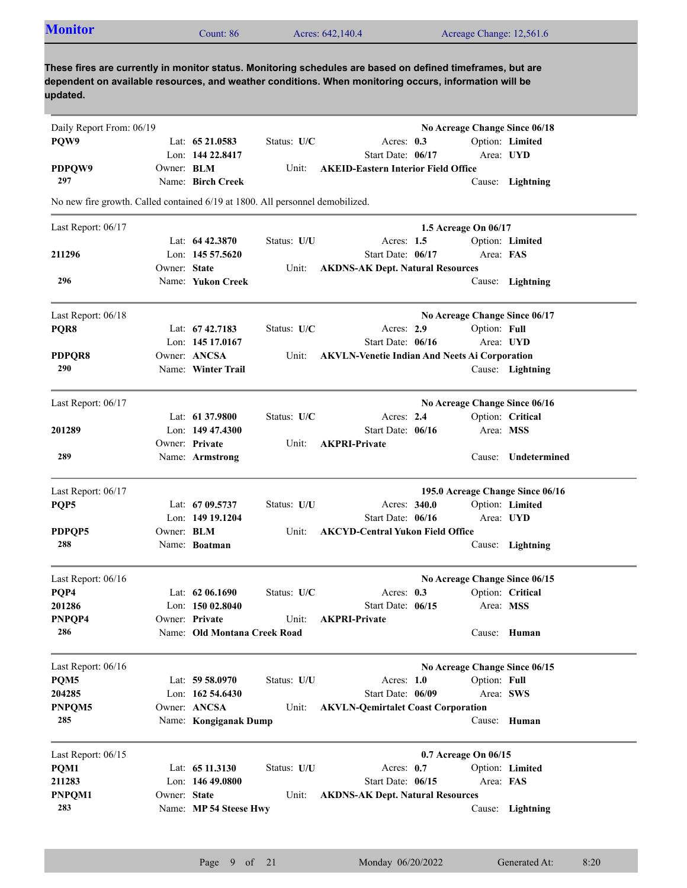## Monitor

Count: 86 | Acres: 642,140.4 | Acreage Change: 12,561.6

**These fires are currently in monitor status. Monitoring schedules are based on defined timeframes, but are dependent on available resources, and weather conditions. When monitoring occurs, information will be updated.**

---

Daily Report From: 06/19 — **No Acreage Change Since 06/18**

**PQW9**
**PDPQW9**
**297**

Lat: **65 21.0583** | Lon: **144 22.8417** | Owner: **BLM** | Name: **Birch Creek**
Status: **U/C** | Acres: **0.3** | Start Date: **06/17** | Option: **Limited** | Area: **UYD**
Unit: **AKEID-Eastern Interior Field Office**
Cause: **Lightning**

No new fire growth. Called contained 6/19 at 1800. All personnel demobilized.

---

Last Report: 06/17 — **1.5 Acreage On 06/17**

**211296**
**296**

Lat: **64 42.3870** | Lon: **145 57.5620** | Owner: **State** | Name: **Yukon Creek**
Status: **U/U** | Acres: **1.5** | Start Date: **06/17** | Option: **Limited** | Area: **FAS**
Unit: **AKDNS-AK Dept. Natural Resources**
Cause: **Lightning**

---

Last Report: 06/18 — **No Acreage Change Since 06/17**

**PQR8**
**PDPQR8**
**290**

Lat: **67 42.7183** | Lon: **145 17.0167** | Owner: **ANCSA** | Name: **Winter Trail**
Status: **U/C** | Acres: **2.9** | Start Date: **06/16** | Option: **Full** | Area: **UYD**
Unit: **AKVLN-Venetie Indian And Neets Ai Corporation**
Cause: **Lightning**

---

Last Report: 06/17 — **No Acreage Change Since 06/16**

**201289**
**289**

Lat: **61 37.9800** | Lon: **149 47.4300** | Owner: **Private** | Name: **Armstrong**
Status: **U/C** | Acres: **2.4** | Start Date: **06/16** | Option: **Critical** | Area: **MSS**
Unit: **AKPRI-Private**
Cause: **Undetermined**

---

Last Report: 06/17 — **195.0 Acreage Change Since 06/16**

**PQP5**
**PDPQP5**
**288**

Lat: **67 09.5737** | Lon: **149 19.1204** | Owner: **BLM** | Name: **Boatman**
Status: **U/U** | Acres: **340.0** | Start Date: **06/16** | Option: **Limited** | Area: **UYD**
Unit: **AKCYD-Central Yukon Field Office**
Cause: **Lightning**

---

Last Report: 06/16 — **No Acreage Change Since 06/15**

**PQP4**
**201286**
**PNPQP4**
**286**

Lat: **62 06.1690** | Lon: **150 02.8040** | Owner: **Private** | Name: **Old Montana Creek Road**
Status: **U/C** | Acres: **0.3** | Start Date: **06/15** | Option: **Critical** | Area: **MSS**
Unit: **AKPRI-Private**
Cause: **Human**

---

Last Report: 06/16 — **No Acreage Change Since 06/15**

**PQM5**
**204285**
**PNPQM5**
**285**

Lat: **59 58.0970** | Lon: **162 54.6430** | Owner: **ANCSA** | Name: **Kongiganak Dump**
Status: **U/U** | Acres: **1.0** | Start Date: **06/09** | Option: **Full** | Area: **SWS**
Unit: **AKVLN-Qemirtalet Coast Corporation**
Cause: **Human**

---

Last Report: 06/15 — **0.7 Acreage On 06/15**

**PQM1**
**211283**
**PNPQM1**
**283**

Lat: **65 11.3130** | Lon: **146 49.0800** | Owner: **State** | Name: **MP 54 Steese Hwy**
Status: **U/U** | Acres: **0.7** | Start Date: **06/15** | Option: **Limited** | Area: **FAS**
Unit: **AKDNS-AK Dept. Natural Resources**
Cause: **Lightning**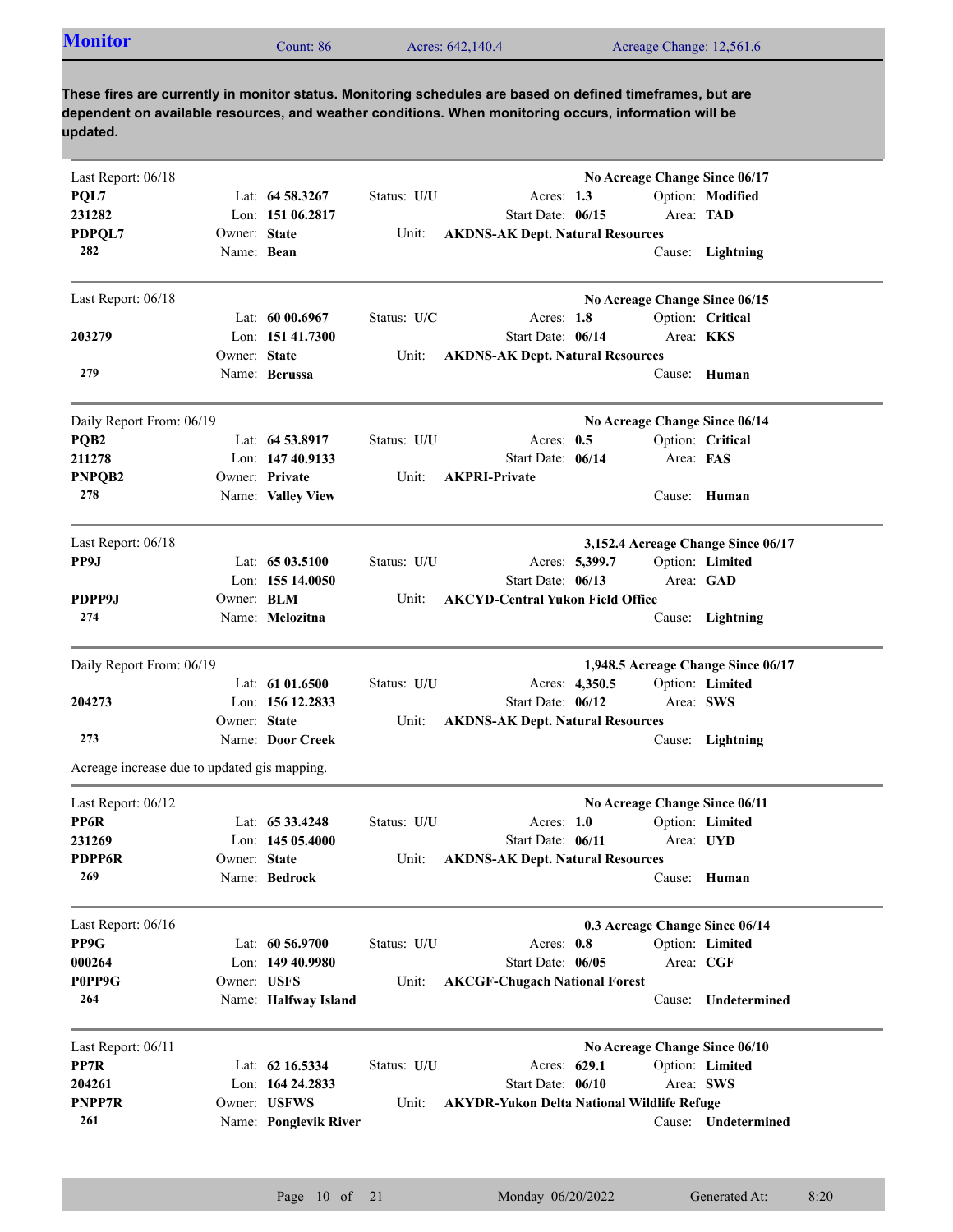## Monitor

Count: 86 | Acres: 642,140.4 | Acreage Change: 12,561.6

**These fires are currently in monitor status. Monitoring schedules are based on defined timeframes, but are dependent on available resources, and weather conditions. When monitoring occurs, information will be updated.**

---

Last Report: 06/18 — **No Acreage Change Since 06/17**

| | | | | |
|---|---|---|---|---|
| **PQL7** | Lat: **64 58.3267** | Status: **U/U** | Acres: **1.3** | Option: **Modified** |
| **231282** | Lon: **151 06.2817** | | Start Date: **06/15** | Area: **TAD** |
| **PDPQL7** | Owner: **State** | Unit: **AKDNS-AK Dept. Natural Resources** | | |
| **282** | Name: **Bean** | | | Cause: **Lightning** |

---

Last Report: 06/18 — **No Acreage Change Since 06/15**

| | | | | |
|---|---|---|---|---|
| | Lat: **60 00.6967** | Status: **U/C** | Acres: **1.8** | Option: **Critical** |
| **203279** | Lon: **151 41.7300** | | Start Date: **06/14** | Area: **KKS** |
| | Owner: **State** | Unit: **AKDNS-AK Dept. Natural Resources** | | |
| **279** | Name: **Berussa** | | | Cause: **Human** |

---

Daily Report From: 06/19 — **No Acreage Change Since 06/14**

| | | | | |
|---|---|---|---|---|
| **PQB2** | Lat: **64 53.8917** | Status: **U/U** | Acres: **0.5** | Option: **Critical** |
| **211278** | Lon: **147 40.9133** | | Start Date: **06/14** | Area: **FAS** |
| **PNPQB2** | Owner: **Private** | Unit: **AKPRI-Private** | | |
| **278** | Name: **Valley View** | | | Cause: **Human** |

---

Last Report: 06/18 — **3,152.4 Acreage Change Since 06/17**

| | | | | |
|---|---|---|---|---|
| **PP9J** | Lat: **65 03.5100** | Status: **U/U** | Acres: **5,399.7** | Option: **Limited** |
| | Lon: **155 14.0050** | | Start Date: **06/13** | Area: **GAD** |
| **PDPP9J** | Owner: **BLM** | Unit: **AKCYD-Central Yukon Field Office** | | |
| **274** | Name: **Melozitna** | | | Cause: **Lightning** |

---

Daily Report From: 06/19 — **1,948.5 Acreage Change Since 06/17**

| | | | | |
|---|---|---|---|---|
| | Lat: **61 01.6500** | Status: **U/U** | Acres: **4,350.5** | Option: **Limited** |
| **204273** | Lon: **156 12.2833** | | Start Date: **06/12** | Area: **SWS** |
| | Owner: **State** | Unit: **AKDNS-AK Dept. Natural Resources** | | |
| **273** | Name: **Door Creek** | | | Cause: **Lightning** |

Acreage increase due to updated gis mapping.

---

Last Report: 06/12 — **No Acreage Change Since 06/11**

| | | | | |
|---|---|---|---|---|
| **PP6R** | Lat: **65 33.4248** | Status: **U/U** | Acres: **1.0** | Option: **Limited** |
| **231269** | Lon: **145 05.4000** | | Start Date: **06/11** | Area: **UYD** |
| **PDPP6R** | Owner: **State** | Unit: **AKDNS-AK Dept. Natural Resources** | | |
| **269** | Name: **Bedrock** | | | Cause: **Human** |

---

Last Report: 06/16 — **0.3 Acreage Change Since 06/14**

| | | | | |
|---|---|---|---|---|
| **PP9G** | Lat: **60 56.9700** | Status: **U/U** | Acres: **0.8** | Option: **Limited** |
| **000264** | Lon: **149 40.9980** | | Start Date: **06/05** | Area: **CGF** |
| **P0PP9G** | Owner: **USFS** | Unit: **AKCGF-Chugach National Forest** | | |
| **264** | Name: **Halfway Island** | | | Cause: **Undetermined** |

---

Last Report: 06/11 — **No Acreage Change Since 06/10**

| | | | | |
|---|---|---|---|---|
| **PP7R** | Lat: **62 16.5334** | Status: **U/U** | Acres: **629.1** | Option: **Limited** |
| **204261** | Lon: **164 24.2833** | | Start Date: **06/10** | Area: **SWS** |
| **PNPP7R** | Owner: **USFWS** | Unit: **AKYDR-Yukon Delta National Wildlife Refuge** | | |
| **261** | Name: **Ponglevik River** | | | Cause: **Undetermined** |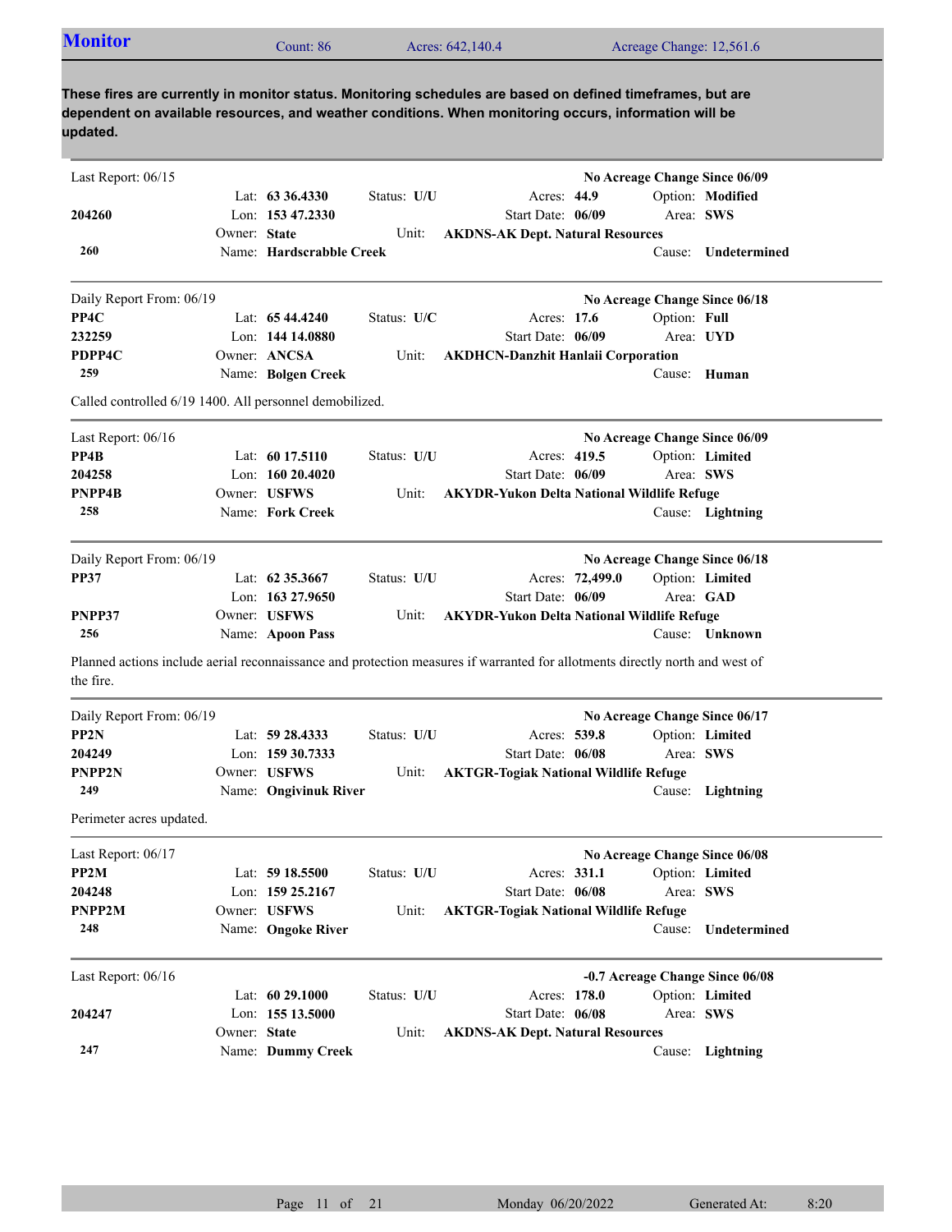## Monitor

Count: 86 | Acres: 642,140.4 | Acreage Change: 12,561.6

**These fires are currently in monitor status. Monitoring schedules are based on defined timeframes, but are dependent on available resources, and weather conditions. When monitoring occurs, information will be updated.**

---

Last Report: 06/15 — **No Acreage Change Since 06/09**

| | | | |
|---|---|---|---|
| | Lat: **63 36.4330** | Status: **U/U** | Acres: **44.9** | 
| **204260** | Lon: **153 47.2330** | Start Date: **06/09** | Option: **Modified** / Area: **SWS** |
| | Owner: **State** | Unit: **AKDNS-AK Dept. Natural Resources** | |
| **260** | Name: **Hardscrabble Creek** | | Cause: **Undetermined** |

---

Daily Report From: 06/19 — **No Acreage Change Since 06/18**

| | | | |
|---|---|---|---|
| **PP4C** | Lat: **65 44.4240** | Status: **U/C** | Acres: **17.6** / Option: **Full** |
| **232259** | Lon: **144 14.0880** | Start Date: **06/09** | Area: **UYD** |
| **PDPP4C** | Owner: **ANCSA** | Unit: **AKDHCN-Danzhit Hanlaii Corporation** | |
| **259** | Name: **Bolgen Creek** | | Cause: **Human** |

Called controlled 6/19 1400. All personnel demobilized.

---

Last Report: 06/16 — **No Acreage Change Since 06/09**

| | | | |
|---|---|---|---|
| **PP4B** | Lat: **60 17.5110** | Status: **U/U** | Acres: **419.5** / Option: **Limited** |
| **204258** | Lon: **160 20.4020** | Start Date: **06/09** | Area: **SWS** |
| **PNPP4B** | Owner: **USFWS** | Unit: **AKYDR-Yukon Delta National Wildlife Refuge** | |
| **258** | Name: **Fork Creek** | | Cause: **Lightning** |

---

Daily Report From: 06/19 — **No Acreage Change Since 06/18**

| | | | |
|---|---|---|---|
| **PP37** | Lat: **62 35.3667** | Status: **U/U** | Acres: **72,499.0** / Option: **Limited** |
| | Lon: **163 27.9650** | Start Date: **06/09** | Area: **GAD** |
| **PNPP37** | Owner: **USFWS** | Unit: **AKYDR-Yukon Delta National Wildlife Refuge** | |
| **256** | Name: **Apoon Pass** | | Cause: **Unknown** |

Planned actions include aerial reconnaissance and protection measures if warranted for allotments directly north and west of the fire.

---

Daily Report From: 06/19 — **No Acreage Change Since 06/17**

| | | | |
|---|---|---|---|
| **PP2N** | Lat: **59 28.4333** | Status: **U/U** | Acres: **539.8** / Option: **Limited** |
| **204249** | Lon: **159 30.7333** | Start Date: **06/08** | Area: **SWS** |
| **PNPP2N** | Owner: **USFWS** | Unit: **AKTGR-Togiak National Wildlife Refuge** | |
| **249** | Name: **Ongivinuk River** | | Cause: **Lightning** |

Perimeter acres updated.

---

Last Report: 06/17 — **No Acreage Change Since 06/08**

| | | | |
|---|---|---|---|
| **PP2M** | Lat: **59 18.5500** | Status: **U/U** | Acres: **331.1** / Option: **Limited** |
| **204248** | Lon: **159 25.2167** | Start Date: **06/08** | Area: **SWS** |
| **PNPP2M** | Owner: **USFWS** | Unit: **AKTGR-Togiak National Wildlife Refuge** | |
| **248** | Name: **Ongoke River** | | Cause: **Undetermined** |

---

Last Report: 06/16 — **-0.7 Acreage Change Since 06/08**

| | | | |
|---|---|---|---|
| | Lat: **60 29.1000** | Status: **U/U** | Acres: **178.0** / Option: **Limited** |
| **204247** | Lon: **155 13.5000** | Start Date: **06/08** | Area: **SWS** |
| | Owner: **State** | Unit: **AKDNS-AK Dept. Natural Resources** | |
| **247** | Name: **Dummy Creek** | | Cause: **Lightning** |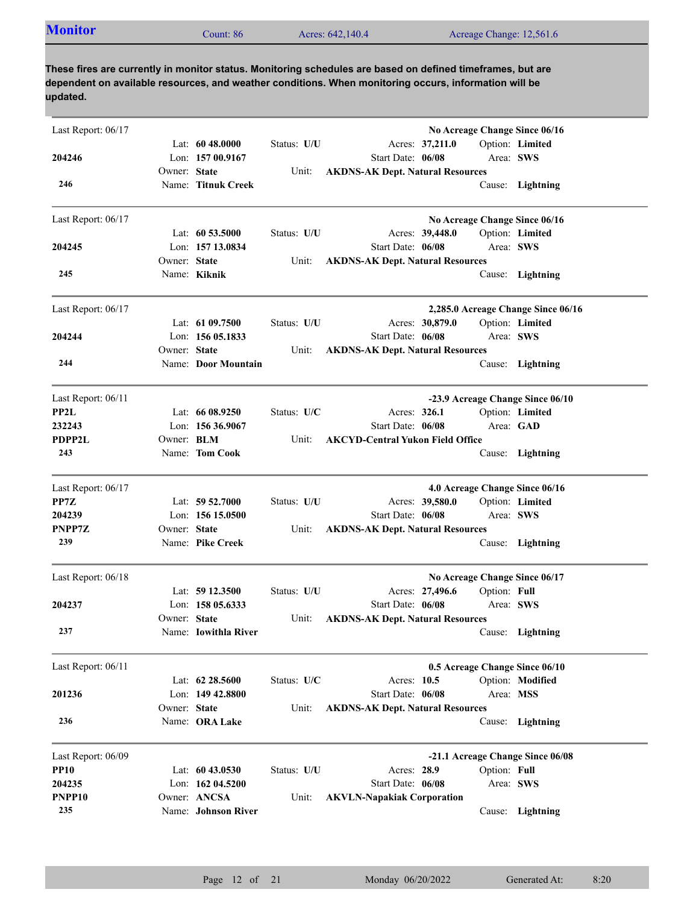## Monitor

Count: 86 Acres: 642,140.4 Acreage Change: 12,561.6

**These fires are currently in monitor status. Monitoring schedules are based on defined timeframes, but are dependent on available resources, and weather conditions. When monitoring occurs, information will be updated.**

---

Last Report: 06/17 — **No Acreage Change Since 06/16**

**204246**
**246**

Lat: **60 48.0000** Lon: **157 00.9167** Owner: **State** Name: **Titnuk Creek**
Status: **U/U** Acres: **37,211.0** Start Date: **06/08** Option: **Limited** Area: **SWS**
Unit: **AKDNS-AK Dept. Natural Resources** Cause: **Lightning**

---

Last Report: 06/17 — **No Acreage Change Since 06/16**

**204245**
**245**

Lat: **60 53.5000** Lon: **157 13.0834** Owner: **State** Name: **Kiknik**
Status: **U/U** Acres: **39,448.0** Start Date: **06/08** Option: **Limited** Area: **SWS**
Unit: **AKDNS-AK Dept. Natural Resources** Cause: **Lightning**

---

Last Report: 06/17 — **2,285.0 Acreage Change Since 06/16**

**204244**
**244**

Lat: **61 09.7500** Lon: **156 05.1833** Owner: **State** Name: **Door Mountain**
Status: **U/U** Acres: **30,879.0** Start Date: **06/08** Option: **Limited** Area: **SWS**
Unit: **AKDNS-AK Dept. Natural Resources** Cause: **Lightning**

---

Last Report: 06/11 — **-23.9 Acreage Change Since 06/10**

**PP2L**
**232243**
**PDPP2L**
**243**

Lat: **66 08.9250** Lon: **156 36.9067** Owner: **BLM** Name: **Tom Cook**
Status: **U/C** Acres: **326.1** Start Date: **06/08** Option: **Limited** Area: **GAD**
Unit: **AKCYD-Central Yukon Field Office** Cause: **Lightning**

---

Last Report: 06/17 — **4.0 Acreage Change Since 06/16**

**PP7Z**
**204239**
**PNPP7Z**
**239**

Lat: **59 52.7000** Lon: **156 15.0500** Owner: **State** Name: **Pike Creek**
Status: **U/U** Acres: **39,580.0** Start Date: **06/08** Option: **Limited** Area: **SWS**
Unit: **AKDNS-AK Dept. Natural Resources** Cause: **Lightning**

---

Last Report: 06/18 — **No Acreage Change Since 06/17**

**204237**
**237**

Lat: **59 12.3500** Lon: **158 05.6333** Owner: **State** Name: **Iowithla River**
Status: **U/U** Acres: **27,496.6** Start Date: **06/08** Option: **Full** Area: **SWS**
Unit: **AKDNS-AK Dept. Natural Resources** Cause: **Lightning**

---

Last Report: 06/11 — **0.5 Acreage Change Since 06/10**

**201236**
**236**

Lat: **62 28.5600** Lon: **149 42.8800** Owner: **State** Name: **ORA Lake**
Status: **U/C** Acres: **10.5** Start Date: **06/08** Option: **Modified** Area: **MSS**
Unit: **AKDNS-AK Dept. Natural Resources** Cause: **Lightning**

---

Last Report: 06/09 — **-21.1 Acreage Change Since 06/08**

**PP10**
**204235**
**PNPP10**
**235**

Lat: **60 43.0530** Lon: **162 04.5200** Owner: **ANCSA** Name: **Johnson River**
Status: **U/U** Acres: **28.9** Start Date: **06/08** Option: **Full** Area: **SWS**
Unit: **AKVLN-Napakiak Corporation** Cause: **Lightning**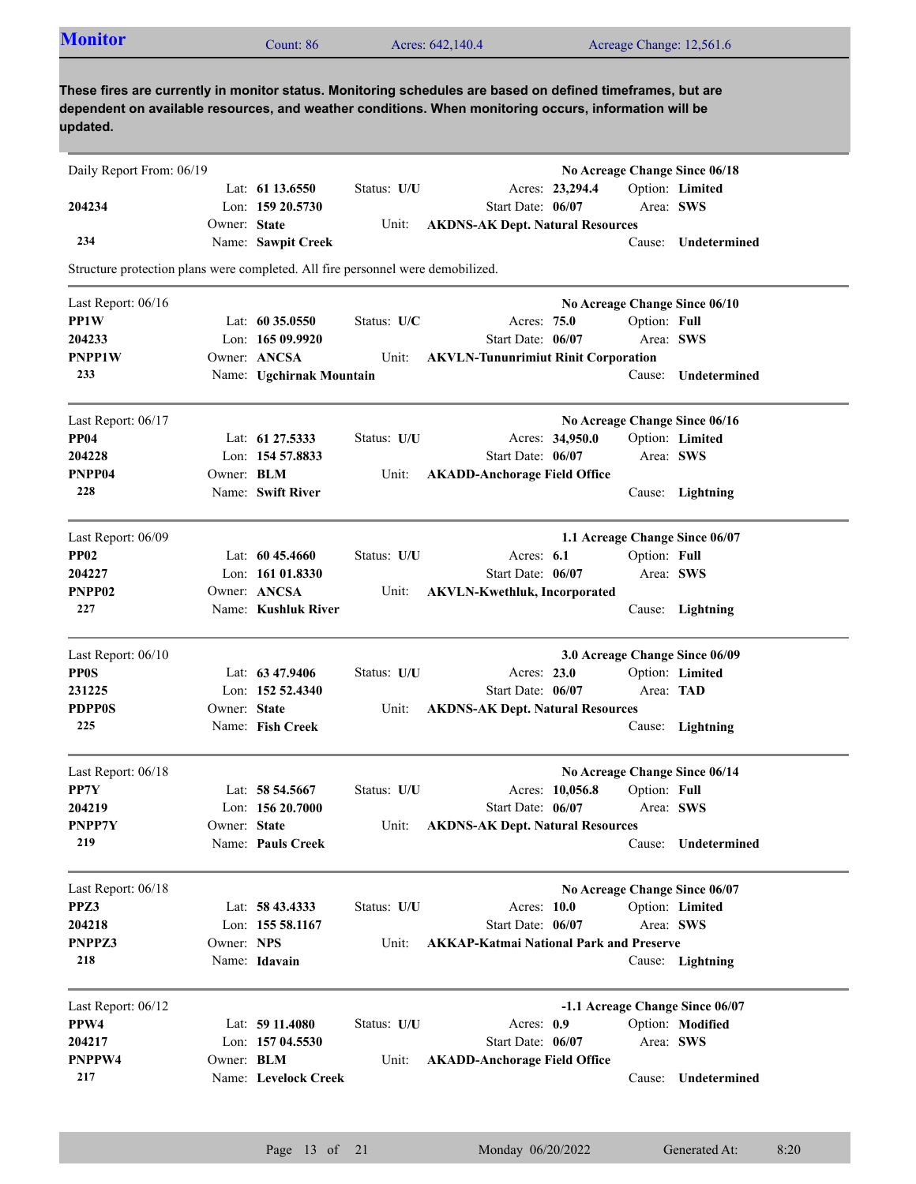## Monitor

Count: 86 | Acres: 642,140.4 | Acreage Change: 12,561.6

**These fires are currently in monitor status. Monitoring schedules are based on defined timeframes, but are dependent on available resources, and weather conditions. When monitoring occurs, information will be updated.**

---

Daily Report From: 06/19 — **No Acreage Change Since 06/18**

| | | | |
|---|---|---|---|
| | Lat: **61 13.6550** | Status: **U/U** | Acres: **23,294.4** | Option: **Limited** |
| **204234** | Lon: **159 20.5730** | | Start Date: **06/07** | Area: **SWS** |
| | Owner: **State** | Unit: | **AKDNS-AK Dept. Natural Resources** | |
| **234** | Name: **Sawpit Creek** | | | Cause: **Undetermined** |

Structure protection plans were completed. All fire personnel were demobilized.

---

Last Report: 06/16 — **No Acreage Change Since 06/10**

| | | | | |
|---|---|---|---|---|
| **PP1W** | Lat: **60 35.0550** | Status: **U/C** | Acres: **75.0** | Option: **Full** |
| **204233** | Lon: **165 09.9920** | | Start Date: **06/07** | Area: **SWS** |
| **PNPP1W** | Owner: **ANCSA** | Unit: | **AKVLN-Tununrimiut Rinit Corporation** | |
| **233** | Name: **Ugchirnak Mountain** | | | Cause: **Undetermined** |

---

Last Report: 06/17 — **No Acreage Change Since 06/16**

| | | | | |
|---|---|---|---|---|
| **PP04** | Lat: **61 27.5333** | Status: **U/U** | Acres: **34,950.0** | Option: **Limited** |
| **204228** | Lon: **154 57.8833** | | Start Date: **06/07** | Area: **SWS** |
| **PNPP04** | Owner: **BLM** | Unit: | **AKADD-Anchorage Field Office** | |
| **228** | Name: **Swift River** | | | Cause: **Lightning** |

---

Last Report: 06/09 — **1.1 Acreage Change Since 06/07**

| | | | | |
|---|---|---|---|---|
| **PP02** | Lat: **60 45.4660** | Status: **U/U** | Acres: **6.1** | Option: **Full** |
| **204227** | Lon: **161 01.8330** | | Start Date: **06/07** | Area: **SWS** |
| **PNPP02** | Owner: **ANCSA** | Unit: | **AKVLN-Kwethluk, Incorporated** | |
| **227** | Name: **Kushluk River** | | | Cause: **Lightning** |

---

Last Report: 06/10 — **3.0 Acreage Change Since 06/09**

| | | | | |
|---|---|---|---|---|
| **PP0S** | Lat: **63 47.9406** | Status: **U/U** | Acres: **23.0** | Option: **Limited** |
| **231225** | Lon: **152 52.4340** | | Start Date: **06/07** | Area: **TAD** |
| **PDPP0S** | Owner: **State** | Unit: | **AKDNS-AK Dept. Natural Resources** | |
| **225** | Name: **Fish Creek** | | | Cause: **Lightning** |

---

Last Report: 06/18 — **No Acreage Change Since 06/14**

| | | | | |
|---|---|---|---|---|
| **PP7Y** | Lat: **58 54.5667** | Status: **U/U** | Acres: **10,056.8** | Option: **Full** |
| **204219** | Lon: **156 20.7000** | | Start Date: **06/07** | Area: **SWS** |
| **PNPP7Y** | Owner: **State** | Unit: | **AKDNS-AK Dept. Natural Resources** | |
| **219** | Name: **Pauls Creek** | | | Cause: **Undetermined** |

---

Last Report: 06/18 — **No Acreage Change Since 06/07**

| | | | | |
|---|---|---|---|---|
| **PPZ3** | Lat: **58 43.4333** | Status: **U/U** | Acres: **10.0** | Option: **Limited** |
| **204218** | Lon: **155 58.1167** | | Start Date: **06/07** | Area: **SWS** |
| **PNPPZ3** | Owner: **NPS** | Unit: | **AKKAP-Katmai National Park and Preserve** | |
| **218** | Name: **Idavain** | | | Cause: **Lightning** |

---

Last Report: 06/12 — **-1.1 Acreage Change Since 06/07**

| | | | | |
|---|---|---|---|---|
| **PPW4** | Lat: **59 11.4080** | Status: **U/U** | Acres: **0.9** | Option: **Modified** |
| **204217** | Lon: **157 04.5530** | | Start Date: **06/07** | Area: **SWS** |
| **PNPPW4** | Owner: **BLM** | Unit: | **AKADD-Anchorage Field Office** | |
| **217** | Name: **Levelock Creek** | | | Cause: **Undetermined** |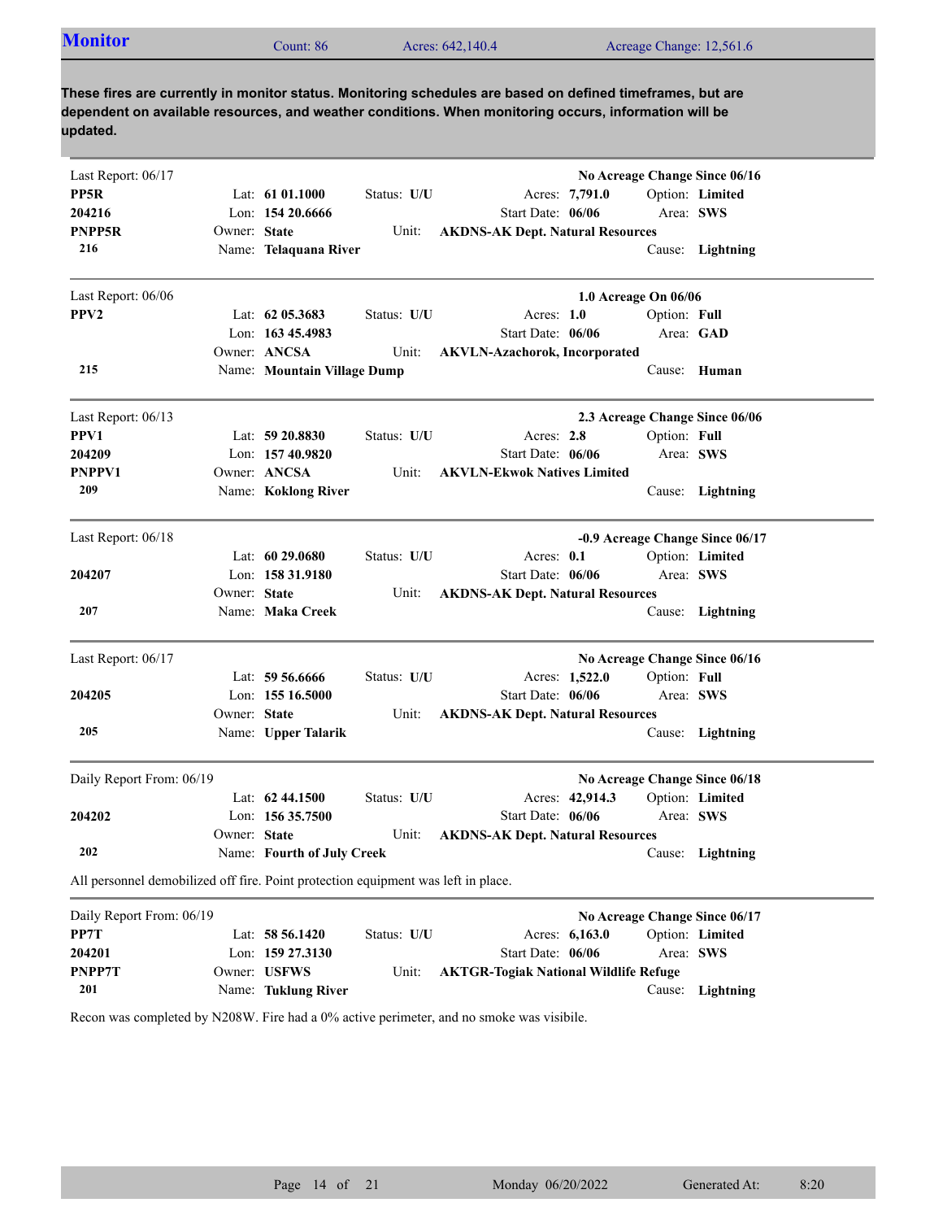## Monitor

Count: 86 | Acres: 642,140.4 | Acreage Change: 12,561.6

**These fires are currently in monitor status. Monitoring schedules are based on defined timeframes, but are dependent on available resources, and weather conditions. When monitoring occurs, information will be updated.**

---

Last Report: 06/17 — **No Acreage Change Since 06/16**

**PP5R**
**204216**
**PNPP5R**
**216**

Lat: **61 01.1000** | Status: **U/U** | Acres: **7,791.0** | Option: **Limited**
Lon: **154 20.6666** | Start Date: **06/06** | Area: **SWS**
Owner: **State** | Unit: **AKDNS-AK Dept. Natural Resources**
Name: **Telaquana River** | Cause: **Lightning**

---

Last Report: 06/06 — **1.0 Acreage On 06/06**

**PPV2**
**215**

Lat: **62 05.3683** | Status: **U/U** | Acres: **1.0** | Option: **Full**
Lon: **163 45.4983** | Start Date: **06/06** | Area: **GAD**
Owner: **ANCSA** | Unit: **AKVLN-Azachorok, Incorporated**
Name: **Mountain Village Dump** | Cause: **Human**

---

Last Report: 06/13 — **2.3 Acreage Change Since 06/06**

**PPV1**
**204209**
**PNPPV1**
**209**

Lat: **59 20.8830** | Status: **U/U** | Acres: **2.8** | Option: **Full**
Lon: **157 40.9820** | Start Date: **06/06** | Area: **SWS**
Owner: **ANCSA** | Unit: **AKVLN-Ekwok Natives Limited**
Name: **Koklong River** | Cause: **Lightning**

---

Last Report: 06/18 — **-0.9 Acreage Change Since 06/17**

**204207**
**207**

Lat: **60 29.0680** | Status: **U/U** | Acres: **0.1** | Option: **Limited**
Lon: **158 31.9180** | Start Date: **06/06** | Area: **SWS**
Owner: **State** | Unit: **AKDNS-AK Dept. Natural Resources**
Name: **Maka Creek** | Cause: **Lightning**

---

Last Report: 06/17 — **No Acreage Change Since 06/16**

**204205**
**205**

Lat: **59 56.6666** | Status: **U/U** | Acres: **1,522.0** | Option: **Full**
Lon: **155 16.5000** | Start Date: **06/06** | Area: **SWS**
Owner: **State** | Unit: **AKDNS-AK Dept. Natural Resources**
Name: **Upper Talarik** | Cause: **Lightning**

---

Daily Report From: 06/19 — **No Acreage Change Since 06/18**

**204202**
**202**

Lat: **62 44.1500** | Status: **U/U** | Acres: **42,914.3** | Option: **Limited**
Lon: **156 35.7500** | Start Date: **06/06** | Area: **SWS**
Owner: **State** | Unit: **AKDNS-AK Dept. Natural Resources**
Name: **Fourth of July Creek** | Cause: **Lightning**

All personnel demobilized off fire. Point protection equipment was left in place.

---

Daily Report From: 06/19 — **No Acreage Change Since 06/17**

**PP7T**
**204201**
**PNPP7T**
**201**

Lat: **58 56.1420** | Status: **U/U** | Acres: **6,163.0** | Option: **Limited**
Lon: **159 27.3130** | Start Date: **06/06** | Area: **SWS**
Owner: **USFWS** | Unit: **AKTGR-Togiak National Wildlife Refuge**
Name: **Tuklung River** | Cause: **Lightning**

Recon was completed by N208W. Fire had a 0% active perimeter, and no smoke was visibile.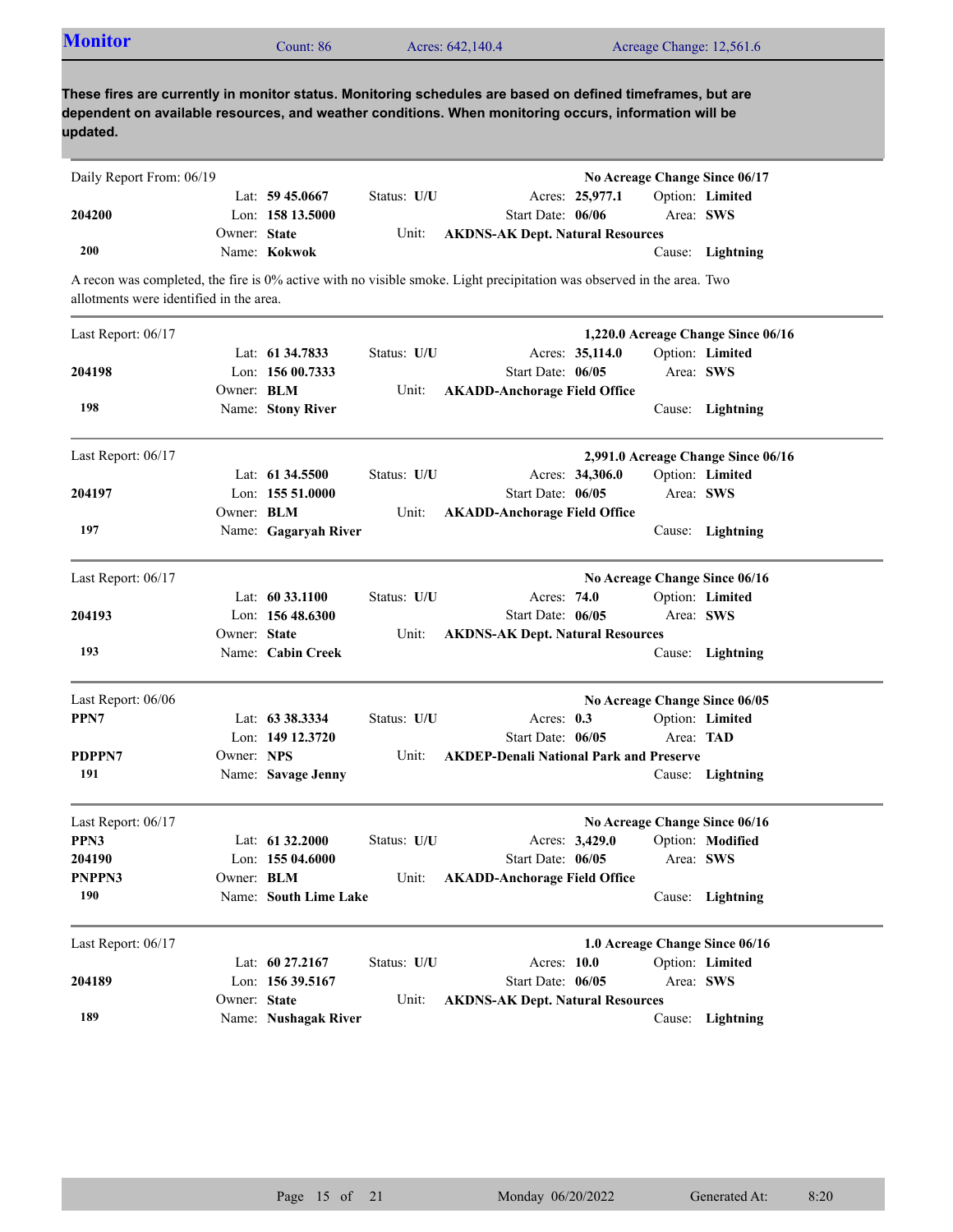## Monitor

Count: 86 | Acres: 642,140.4 | Acreage Change: 12,561.6

**These fires are currently in monitor status. Monitoring schedules are based on defined timeframes, but are dependent on available resources, and weather conditions. When monitoring occurs, information will be updated.**

---

Daily Report From: 06/19 — **No Acreage Change Since 06/17**

| | | | |
|---|---|---|---|
| **204200** | Lat: **59 45.0667** | Status: **U/U** | Acres: **25,977.1** | 
| **200** | Lon: **158 13.5000** | Start Date: **06/06** | Option: **Limited** |
| | Owner: **State** | Unit: **AKDNS-AK Dept. Natural Resources** | Area: **SWS** |
| | Name: **Kokwok** | | Cause: **Lightning** |

A recon was completed, the fire is 0% active with no visible smoke. Light precipitation was observed in the area. Two allotments were identified in the area.

---

Last Report: 06/17 — **1,220.0 Acreage Change Since 06/16**

| | | | |
|---|---|---|---|
| **204198** | Lat: **61 34.7833** | Status: **U/U** | Acres: **35,114.0** |
| **198** | Lon: **156 00.7333** | Start Date: **06/05** | Option: **Limited** |
| | Owner: **BLM** | Unit: **AKADD-Anchorage Field Office** | Area: **SWS** |
| | Name: **Stony River** | | Cause: **Lightning** |

---

Last Report: 06/17 — **2,991.0 Acreage Change Since 06/16**

| | | | |
|---|---|---|---|
| **204197** | Lat: **61 34.5500** | Status: **U/U** | Acres: **34,306.0** |
| **197** | Lon: **155 51.0000** | Start Date: **06/05** | Option: **Limited** |
| | Owner: **BLM** | Unit: **AKADD-Anchorage Field Office** | Area: **SWS** |
| | Name: **Gagaryah River** | | Cause: **Lightning** |

---

Last Report: 06/17 — **No Acreage Change Since 06/16**

| | | | |
|---|---|---|---|
| **204193** | Lat: **60 33.1100** | Status: **U/U** | Acres: **74.0** |
| **193** | Lon: **156 48.6300** | Start Date: **06/05** | Option: **Limited** |
| | Owner: **State** | Unit: **AKDNS-AK Dept. Natural Resources** | Area: **SWS** |
| | Name: **Cabin Creek** | | Cause: **Lightning** |

---

Last Report: 06/06 — **No Acreage Change Since 06/05**

| | | | |
|---|---|---|---|
| **PPN7** | Lat: **63 38.3334** | Status: **U/U** | Acres: **0.3** |
| **PDPPN7** | Lon: **149 12.3720** | Start Date: **06/05** | Option: **Limited** |
| **191** | Owner: **NPS** | Unit: **AKDEP-Denali National Park and Preserve** | Area: **TAD** |
| | Name: **Savage Jenny** | | Cause: **Lightning** |

---

Last Report: 06/17 — **No Acreage Change Since 06/16**

| | | | |
|---|---|---|---|
| **PPN3** | Lat: **61 32.2000** | Status: **U/U** | Acres: **3,429.0** |
| **204190** | Lon: **155 04.6000** | Start Date: **06/05** | Option: **Modified** |
| **PNPPN3** | Owner: **BLM** | Unit: **AKADD-Anchorage Field Office** | Area: **SWS** |
| **190** | Name: **South Lime Lake** | | Cause: **Lightning** |

---

Last Report: 06/17 — **1.0 Acreage Change Since 06/16**

| | | | |
|---|---|---|---|
| **204189** | Lat: **60 27.2167** | Status: **U/U** | Acres: **10.0** |
| **189** | Lon: **156 39.5167** | Start Date: **06/05** | Option: **Limited** |
| | Owner: **State** | Unit: **AKDNS-AK Dept. Natural Resources** | Area: **SWS** |
| | Name: **Nushagak River** | | Cause: **Lightning** |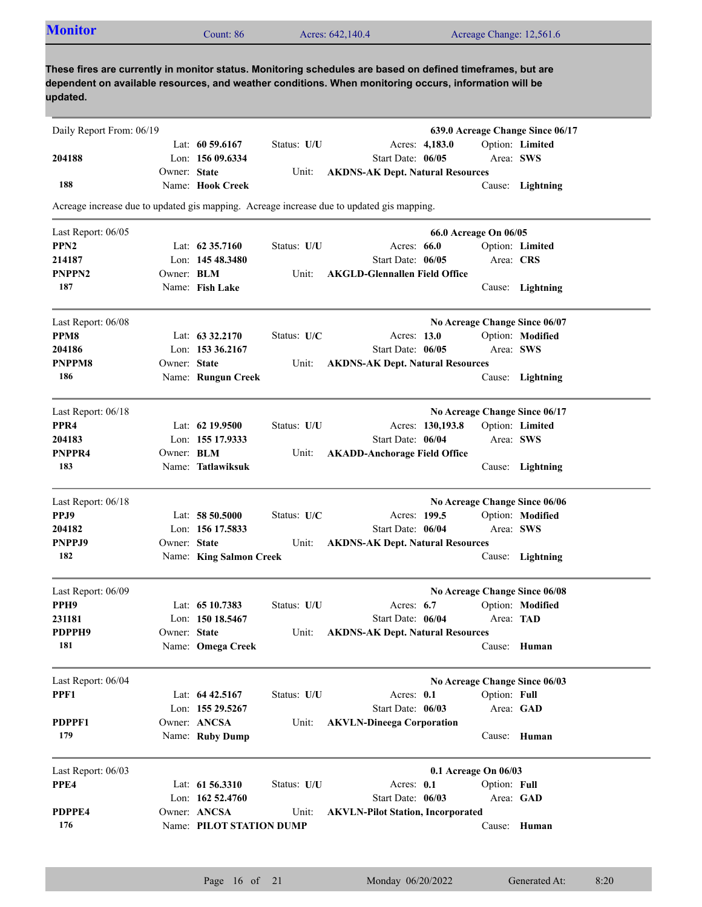## Monitor

Count: 86 | Acres: 642,140.4 | Acreage Change: 12,561.6

**These fires are currently in monitor status. Monitoring schedules are based on defined timeframes, but are dependent on available resources, and weather conditions. When monitoring occurs, information will be updated.**

---

Daily Report From: 06/19 — **639.0 Acreage Change Since 06/17**

| | | | |
|---|---|---|---|
| | Lat: **60 59.6167** | Status: **U/U** | Acres: **4,183.0** | Option: **Limited** |
| **204188** | Lon: **156 09.6334** | | Start Date: **06/05** | Area: **SWS** |
| | Owner: **State** | Unit: **AKDNS-AK Dept. Natural Resources** | | |
| **188** | Name: **Hook Creek** | | | Cause: **Lightning** |

Acreage increase due to updated gis mapping. Acreage increase due to updated gis mapping.

---

Last Report: 06/05 — **66.0 Acreage On 06/05**

| | | | | |
|---|---|---|---|---|
| **PPN2** | Lat: **62 35.7160** | Status: **U/U** | Acres: **66.0** | Option: **Limited** |
| **214187** | Lon: **145 48.3480** | | Start Date: **06/05** | Area: **CRS** |
| **PNPPN2** | Owner: **BLM** | Unit: **AKGLD-Glennallen Field Office** | | |
| **187** | Name: **Fish Lake** | | | Cause: **Lightning** |

---

Last Report: 06/08 — **No Acreage Change Since 06/07**

| | | | | |
|---|---|---|---|---|
| **PPM8** | Lat: **63 32.2170** | Status: **U/C** | Acres: **13.0** | Option: **Modified** |
| **204186** | Lon: **153 36.2167** | | Start Date: **06/05** | Area: **SWS** |
| **PNPPM8** | Owner: **State** | Unit: **AKDNS-AK Dept. Natural Resources** | | |
| **186** | Name: **Rungun Creek** | | | Cause: **Lightning** |

---

Last Report: 06/18 — **No Acreage Change Since 06/17**

| | | | | |
|---|---|---|---|---|
| **PPR4** | Lat: **62 19.9500** | Status: **U/U** | Acres: **130,193.8** | Option: **Limited** |
| **204183** | Lon: **155 17.9333** | | Start Date: **06/04** | Area: **SWS** |
| **PNPPR4** | Owner: **BLM** | Unit: **AKADD-Anchorage Field Office** | | |
| **183** | Name: **Tatlawiksuk** | | | Cause: **Lightning** |

---

Last Report: 06/18 — **No Acreage Change Since 06/06**

| | | | | |
|---|---|---|---|---|
| **PPJ9** | Lat: **58 50.5000** | Status: **U/C** | Acres: **199.5** | Option: **Modified** |
| **204182** | Lon: **156 17.5833** | | Start Date: **06/04** | Area: **SWS** |
| **PNPPJ9** | Owner: **State** | Unit: **AKDNS-AK Dept. Natural Resources** | | |
| **182** | Name: **King Salmon Creek** | | | Cause: **Lightning** |

---

Last Report: 06/09 — **No Acreage Change Since 06/08**

| | | | | |
|---|---|---|---|---|
| **PPH9** | Lat: **65 10.7383** | Status: **U/U** | Acres: **6.7** | Option: **Modified** |
| **231181** | Lon: **150 18.5467** | | Start Date: **06/04** | Area: **TAD** |
| **PDPPH9** | Owner: **State** | Unit: **AKDNS-AK Dept. Natural Resources** | | |
| **181** | Name: **Omega Creek** | | | Cause: **Human** |

---

Last Report: 06/04 — **No Acreage Change Since 06/03**

| | | | | |
|---|---|---|---|---|
| **PPF1** | Lat: **64 42.5167** | Status: **U/U** | Acres: **0.1** | Option: **Full** |
| | Lon: **155 29.5267** | | Start Date: **06/03** | Area: **GAD** |
| **PDPPF1** | Owner: **ANCSA** | Unit: **AKVLN-Dineega Corporation** | | |
| **179** | Name: **Ruby Dump** | | | Cause: **Human** |

---

Last Report: 06/03 — **0.1 Acreage On 06/03**

| | | | | |
|---|---|---|---|---|
| **PPE4** | Lat: **61 56.3310** | Status: **U/U** | Acres: **0.1** | Option: **Full** |
| | Lon: **162 52.4760** | | Start Date: **06/03** | Area: **GAD** |
| **PDPPE4** | Owner: **ANCSA** | Unit: **AKVLN-Pilot Station, Incorporated** | | |
| **176** | Name: **PILOT STATION DUMP** | | | Cause: **Human** |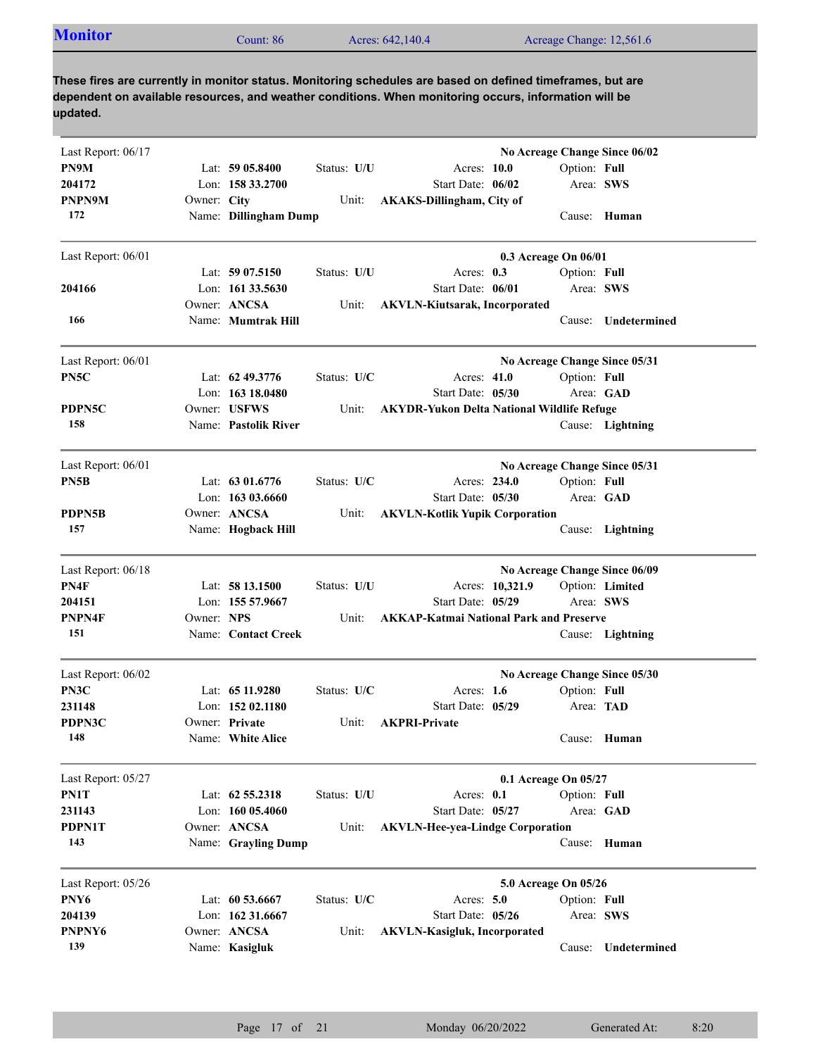## Monitor

Count: 86 | Acres: 642,140.4 | Acreage Change: 12,561.6

**These fires are currently in monitor status. Monitoring schedules are based on defined timeframes, but are dependent on available resources, and weather conditions. When monitoring occurs, information will be updated.**

---

Last Report: 06/17 — **No Acreage Change Since 06/02**

**PN9M** | Lat: **59 05.8400** | Status: **U/U** | Acres: **10.0** | Option: **Full**
**204172** | Lon: **158 33.2700** | Start Date: **06/02** | Area: **SWS**
**PNPN9M** | Owner: **City** | Unit: **AKAKS-Dillingham, City of**
**172** | Name: **Dillingham Dump** | Cause: **Human**

---

Last Report: 06/01 — **0.3 Acreage On 06/01**

Lat: **59 07.5150** | Status: **U/U** | Acres: **0.3** | Option: **Full**
**204166** | Lon: **161 33.5630** | Start Date: **06/01** | Area: **SWS**
Owner: **ANCSA** | Unit: **AKVLN-Kiutsarak, Incorporated**
**166** | Name: **Mumtrak Hill** | Cause: **Undetermined**

---

Last Report: 06/01 — **No Acreage Change Since 05/31**

**PN5C** | Lat: **62 49.3776** | Status: **U/C** | Acres: **41.0** | Option: **Full**
Lon: **163 18.0480** | Start Date: **05/30** | Area: **GAD**
**PDPN5C** | Owner: **USFWS** | Unit: **AKYDR-Yukon Delta National Wildlife Refuge**
**158** | Name: **Pastolik River** | Cause: **Lightning**

---

Last Report: 06/01 — **No Acreage Change Since 05/31**

**PN5B** | Lat: **63 01.6776** | Status: **U/C** | Acres: **234.0** | Option: **Full**
Lon: **163 03.6660** | Start Date: **05/30** | Area: **GAD**
**PDPN5B** | Owner: **ANCSA** | Unit: **AKVLN-Kotlik Yupik Corporation**
**157** | Name: **Hogback Hill** | Cause: **Lightning**

---

Last Report: 06/18 — **No Acreage Change Since 06/09**

**PN4F** | Lat: **58 13.1500** | Status: **U/U** | Acres: **10,321.9** | Option: **Limited**
**204151** | Lon: **155 57.9667** | Start Date: **05/29** | Area: **SWS**
**PNPN4F** | Owner: **NPS** | Unit: **AKKAP-Katmai National Park and Preserve**
**151** | Name: **Contact Creek** | Cause: **Lightning**

---

Last Report: 06/02 — **No Acreage Change Since 05/30**

**PN3C** | Lat: **65 11.9280** | Status: **U/C** | Acres: **1.6** | Option: **Full**
**231148** | Lon: **152 02.1180** | Start Date: **05/29** | Area: **TAD**
**PDPN3C** | Owner: **Private** | Unit: **AKPRI-Private**
**148** | Name: **White Alice** | Cause: **Human**

---

Last Report: 05/27 — **0.1 Acreage On 05/27**

**PN1T** | Lat: **62 55.2318** | Status: **U/U** | Acres: **0.1** | Option: **Full**
**231143** | Lon: **160 05.4060** | Start Date: **05/27** | Area: **GAD**
**PDPN1T** | Owner: **ANCSA** | Unit: **AKVLN-Hee-yea-Lindge Corporation**
**143** | Name: **Grayling Dump** | Cause: **Human**

---

Last Report: 05/26 — **5.0 Acreage On 05/26**

**PNY6** | Lat: **60 53.6667** | Status: **U/C** | Acres: **5.0** | Option: **Full**
**204139** | Lon: **162 31.6667** | Start Date: **05/26** | Area: **SWS**
**PNPNY6** | Owner: **ANCSA** | Unit: **AKVLN-Kasigluk, Incorporated**
**139** | Name: **Kasigluk** | Cause: **Undetermined**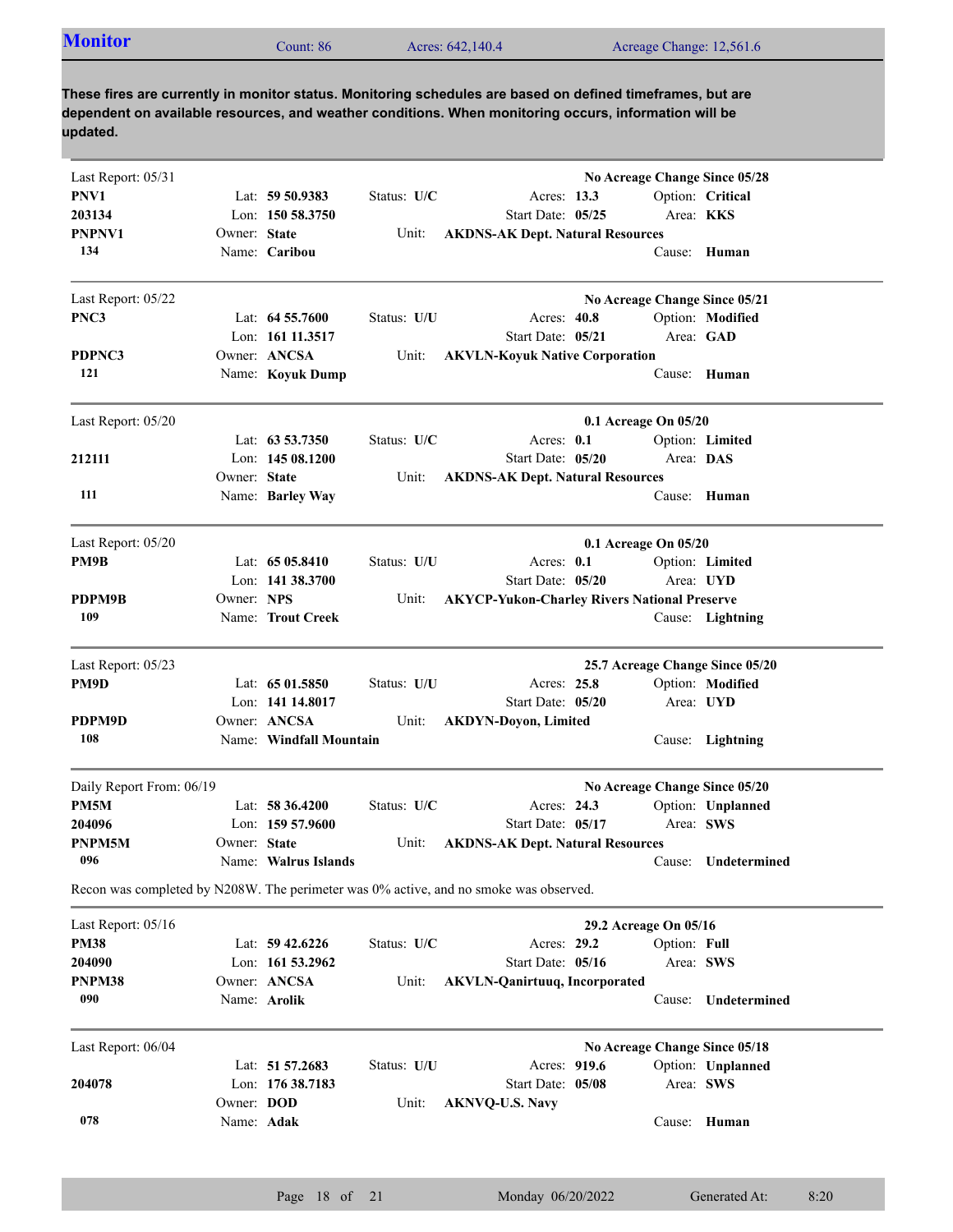## Monitor

Count: 86 | Acres: 642,140.4 | Acreage Change: 12,561.6

**These fires are currently in monitor status. Monitoring schedules are based on defined timeframes, but are dependent on available resources, and weather conditions. When monitoring occurs, information will be updated.**

---

Last Report: 05/31 — **No Acreage Change Since 05/28**

**PNV1**
**203134**
**PNPNV1**
**134**

Lat: **59 50.9383** | Lon: **150 58.3750** | Owner: **State** | Name: **Caribou**
Status: **U/C** | Unit: **AKDNS-AK Dept. Natural Resources**
Acres: **13.3** | Start Date: **05/25**
Option: **Critical** | Area: **KKS** | Cause: **Human**

---

Last Report: 05/22 — **No Acreage Change Since 05/21**

**PNC3**
**PDPNC3**
**121**

Lat: **64 55.7600** | Lon: **161 11.3517** | Owner: **ANCSA** | Name: **Koyuk Dump**
Status: **U/U** | Unit: **AKVLN-Koyuk Native Corporation**
Acres: **40.8** | Start Date: **05/21**
Option: **Modified** | Area: **GAD** | Cause: **Human**

---

Last Report: 05/20 — **0.1 Acreage On 05/20**

**212111**
**111**

Lat: **63 53.7350** | Lon: **145 08.1200** | Owner: **State** | Name: **Barley Way**
Status: **U/C** | Unit: **AKDNS-AK Dept. Natural Resources**
Acres: **0.1** | Start Date: **05/20**
Option: **Limited** | Area: **DAS** | Cause: **Human**

---

Last Report: 05/20 — **0.1 Acreage On 05/20**

**PM9B**
**PDPM9B**
**109**

Lat: **65 05.8410** | Lon: **141 38.3700** | Owner: **NPS** | Name: **Trout Creek**
Status: **U/U** | Unit: **AKYCP-Yukon-Charley Rivers National Preserve**
Acres: **0.1** | Start Date: **05/20**
Option: **Limited** | Area: **UYD** | Cause: **Lightning**

---

Last Report: 05/23 — **25.7 Acreage Change Since 05/20**

**PM9D**
**PDPM9D**
**108**

Lat: **65 01.5850** | Lon: **141 14.8017** | Owner: **ANCSA** | Name: **Windfall Mountain**
Status: **U/U** | Unit: **AKDYN-Doyon, Limited**
Acres: **25.8** | Start Date: **05/20**
Option: **Modified** | Area: **UYD** | Cause: **Lightning**

---

Daily Report From: 06/19 — **No Acreage Change Since 05/20**

**PM5M**
**204096**
**PNPM5M**
**096**

Lat: **58 36.4200** | Lon: **159 57.9600** | Owner: **State** | Name: **Walrus Islands**
Status: **U/C** | Unit: **AKDNS-AK Dept. Natural Resources**
Acres: **24.3** | Start Date: **05/17**
Option: **Unplanned** | Area: **SWS** | Cause: **Undetermined**

Recon was completed by N208W. The perimeter was 0% active, and no smoke was observed.

---

Last Report: 05/16 — **29.2 Acreage On 05/16**

**PM38**
**204090**
**PNPM38**
**090**

Lat: **59 42.6226** | Lon: **161 53.2962** | Owner: **ANCSA** | Name: **Arolik**
Status: **U/C** | Unit: **AKVLN-Qanirtuuq, Incorporated**
Acres: **29.2** | Start Date: **05/16**
Option: **Full** | Area: **SWS** | Cause: **Undetermined**

---

Last Report: 06/04 — **No Acreage Change Since 05/18**

**204078**
**078**

Lat: **51 57.2683** | Lon: **176 38.7183** | Owner: **DOD** | Name: **Adak**
Status: **U/U** | Unit: **AKNVQ-U.S. Navy**
Acres: **919.6** | Start Date: **05/08**
Option: **Unplanned** | Area: **SWS** | Cause: **Human**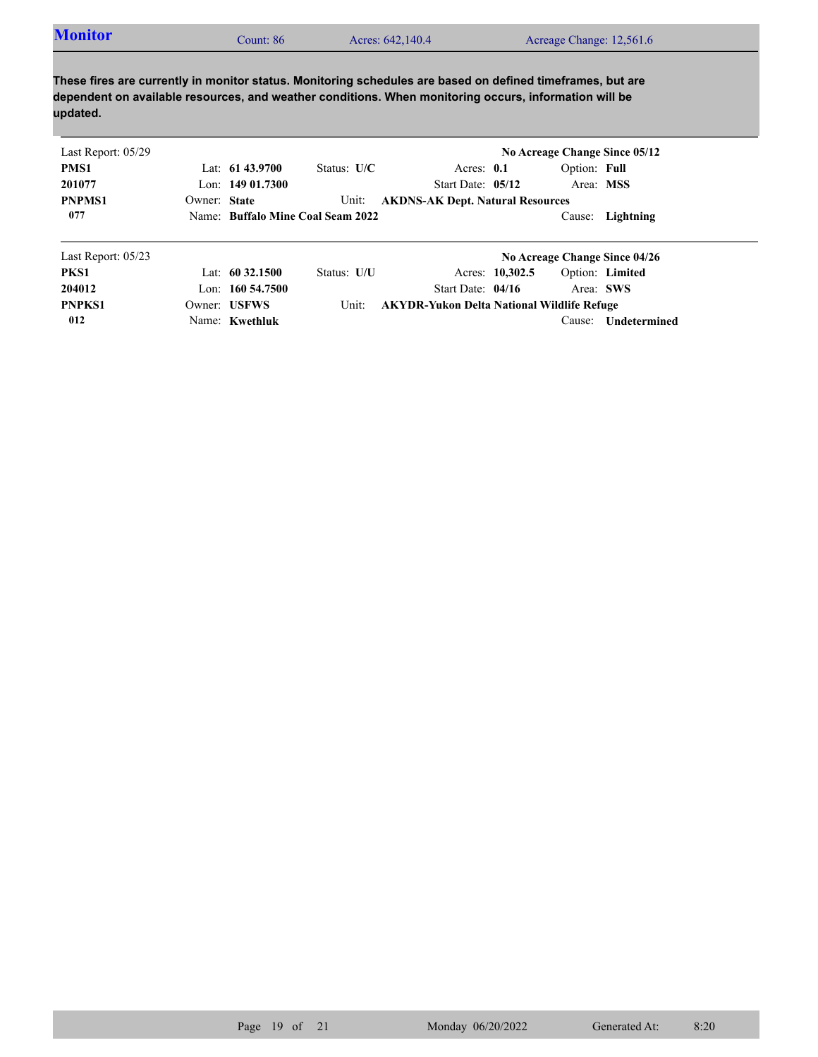## Monitor

Count: 86 | Acres: 642,140.4 | Acreage Change: 12,561.6

**These fires are currently in monitor status. Monitoring schedules are based on defined timeframes, but are dependent on available resources, and weather conditions. When monitoring occurs, information will be updated.**

| | | | | |
|---|---|---|---|---|
| Last Report: 05/29 | | | | **No Acreage Change Since 05/12** |
| **PMS1** | Lat: **61 43.9700** | Status: **U/C** | Acres: **0.1** | Option: **Full** |
| **201077** | Lon: **149 01.7300** | | Start Date: **05/12** | Area: **MSS** |
| **PNPMS1** | Owner: **State** | Unit: | **AKDNS-AK Dept. Natural Resources** | |
| **077** | Name: **Buffalo Mine Coal Seam 2022** | | | Cause: **Lightning** |

| | | | | |
|---|---|---|---|---|
| Last Report: 05/23 | | | | **No Acreage Change Since 04/26** |
| **PKS1** | Lat: **60 32.1500** | Status: **U/U** | Acres: **10,302.5** | Option: **Limited** |
| **204012** | Lon: **160 54.7500** | | Start Date: **04/16** | Area: **SWS** |
| **PNPKS1** | Owner: **USFWS** | Unit: | **AKYDR-Yukon Delta National Wildlife Refuge** | |
| **012** | Name: **Kwethluk** | | | Cause: **Undetermined** |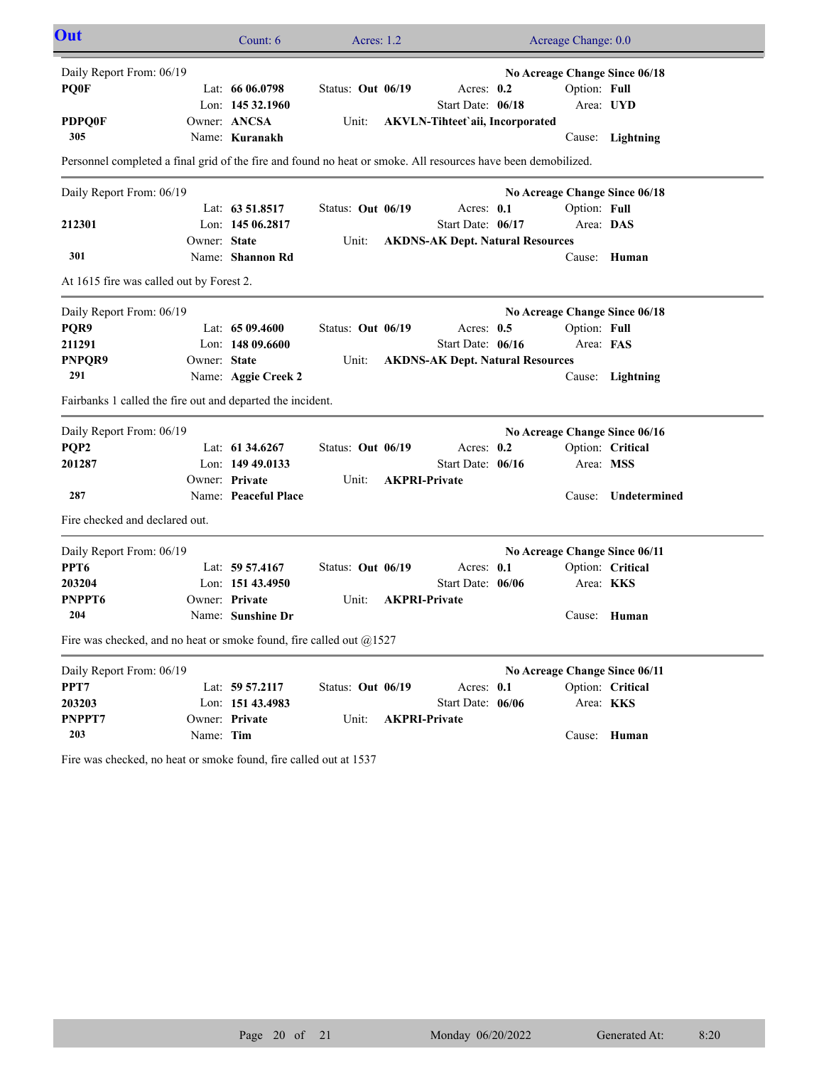## Out

Count: 6 | Acres: 1.2 | Acreage Change: 0.0

---

Daily Report From: 06/19 — **No Acreage Change Since 06/18**

**PQ0F**
**PDPQ0F**
**305**

Lat: **66 06.0798** | Lon: **145 32.1960** | Owner: **ANCSA** | Name: **Kuranakh**

Status: **Out 06/19** | Acres: **0.2** | Start Date: **06/18** | Unit: **AKVLN-Tihteet`aii, Incorporated**

Option: **Full** | Area: **UYD** | Cause: **Lightning**

Personnel completed a final grid of the fire and found no heat or smoke. All resources have been demobilized.

---

Daily Report From: 06/19 — **No Acreage Change Since 06/18**

**212301**
**301**

Lat: **63 51.8517** | Lon: **145 06.2817** | Owner: **State** | Name: **Shannon Rd**

Status: **Out 06/19** | Acres: **0.1** | Start Date: **06/17** | Unit: **AKDNS-AK Dept. Natural Resources**

Option: **Full** | Area: **DAS** | Cause: **Human**

At 1615 fire was called out by Forest 2.

---

Daily Report From: 06/19 — **No Acreage Change Since 06/18**

**PQR9**
**211291**
**PNPQR9**
**291**

Lat: **65 09.4600** | Lon: **148 09.6600** | Owner: **State** | Name: **Aggie Creek 2**

Status: **Out 06/19** | Acres: **0.5** | Start Date: **06/16** | Unit: **AKDNS-AK Dept. Natural Resources**

Option: **Full** | Area: **FAS** | Cause: **Lightning**

Fairbanks 1 called the fire out and departed the incident.

---

Daily Report From: 06/19 — **No Acreage Change Since 06/16**

**PQP2**
**201287**
**287**

Lat: **61 34.6267** | Lon: **149 49.0133** | Owner: **Private** | Name: **Peaceful Place**

Status: **Out 06/19** | Acres: **0.2** | Start Date: **06/16** | Unit: **AKPRI-Private**

Option: **Critical** | Area: **MSS** | Cause: **Undetermined**

Fire checked and declared out.

---

Daily Report From: 06/19 — **No Acreage Change Since 06/11**

**PPT6**
**203204**
**PNPPT6**
**204**

Lat: **59 57.4167** | Lon: **151 43.4950** | Owner: **Private** | Name: **Sunshine Dr**

Status: **Out 06/19** | Acres: **0.1** | Start Date: **06/06** | Unit: **AKPRI-Private**

Option: **Critical** | Area: **KKS** | Cause: **Human**

Fire was checked, and no heat or smoke found, fire called out @1527

---

Daily Report From: 06/19 — **No Acreage Change Since 06/11**

**PPT7**
**203203**
**PNPPT7**
**203**

Lat: **59 57.2117** | Lon: **151 43.4983** | Owner: **Private** | Name: **Tim**

Status: **Out 06/19** | Acres: **0.1** | Start Date: **06/06** | Unit: **AKPRI-Private**

Option: **Critical** | Area: **KKS** | Cause: **Human**

Fire was checked, no heat or smoke found, fire called out at 1537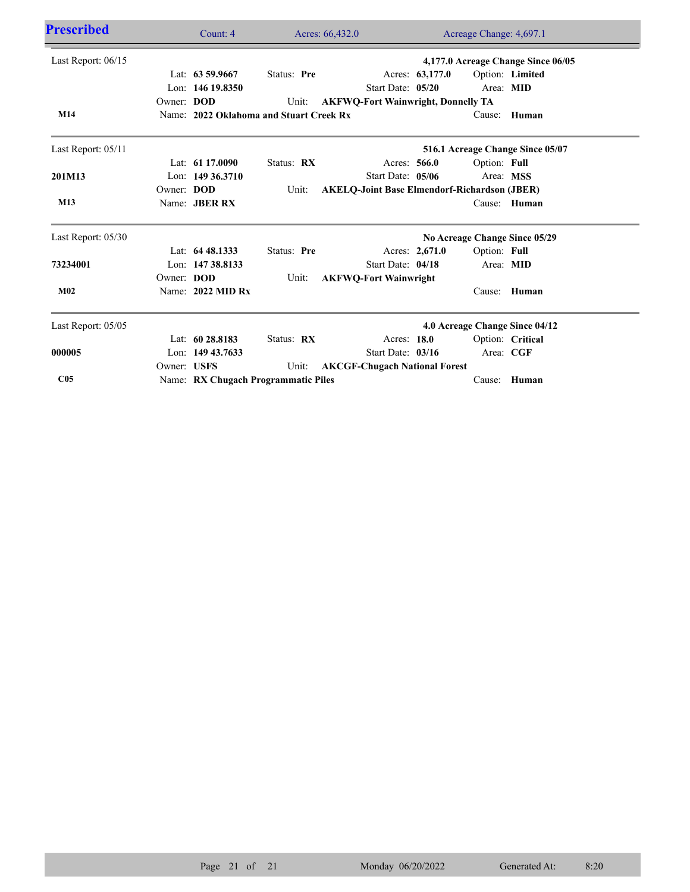## Prescribed

Count: 4 | Acres: 66,432.0 | Acreage Change: 4,697.1

---

Last Report: 06/15 — **4,177.0 Acreage Change Since 06/05**

**M14**

Lat: **63 59.9667** Status: **Pre** Acres: **63,177.0** Option: **Limited**
Lon: **146 19.8350** Start Date: **05/20** Area: **MID**
Owner: **DOD** Unit: **AKFWQ-Fort Wainwright, Donnelly TA**
Name: **2022 Oklahoma and Stuart Creek Rx** Cause: **Human**

---

Last Report: 05/11 — **516.1 Acreage Change Since 05/07**

**201M13**
**M13**

Lat: **61 17.0090** Status: **RX** Acres: **566.0** Option: **Full**
Lon: **149 36.3710** Start Date: **05/06** Area: **MSS**
Owner: **DOD** Unit: **AKELQ-Joint Base Elmendorf-Richardson (JBER)**
Name: **JBER RX** Cause: **Human**

---

Last Report: 05/30 — **No Acreage Change Since 05/29**

**73234001**
**M02**

Lat: **64 48.1333** Status: **Pre** Acres: **2,671.0** Option: **Full**
Lon: **147 38.8133** Start Date: **04/18** Area: **MID**
Owner: **DOD** Unit: **AKFWQ-Fort Wainwright**
Name: **2022 MID Rx** Cause: **Human**

---

Last Report: 05/05 — **4.0 Acreage Change Since 04/12**

**000005**
**C05**

Lat: **60 28.8183** Status: **RX** Acres: **18.0** Option: **Critical**
Lon: **149 43.7633** Start Date: **03/16** Area: **CGF**
Owner: **USFS** Unit: **AKCGF-Chugach National Forest**
Name: **RX Chugach Programmatic Piles** Cause: **Human**